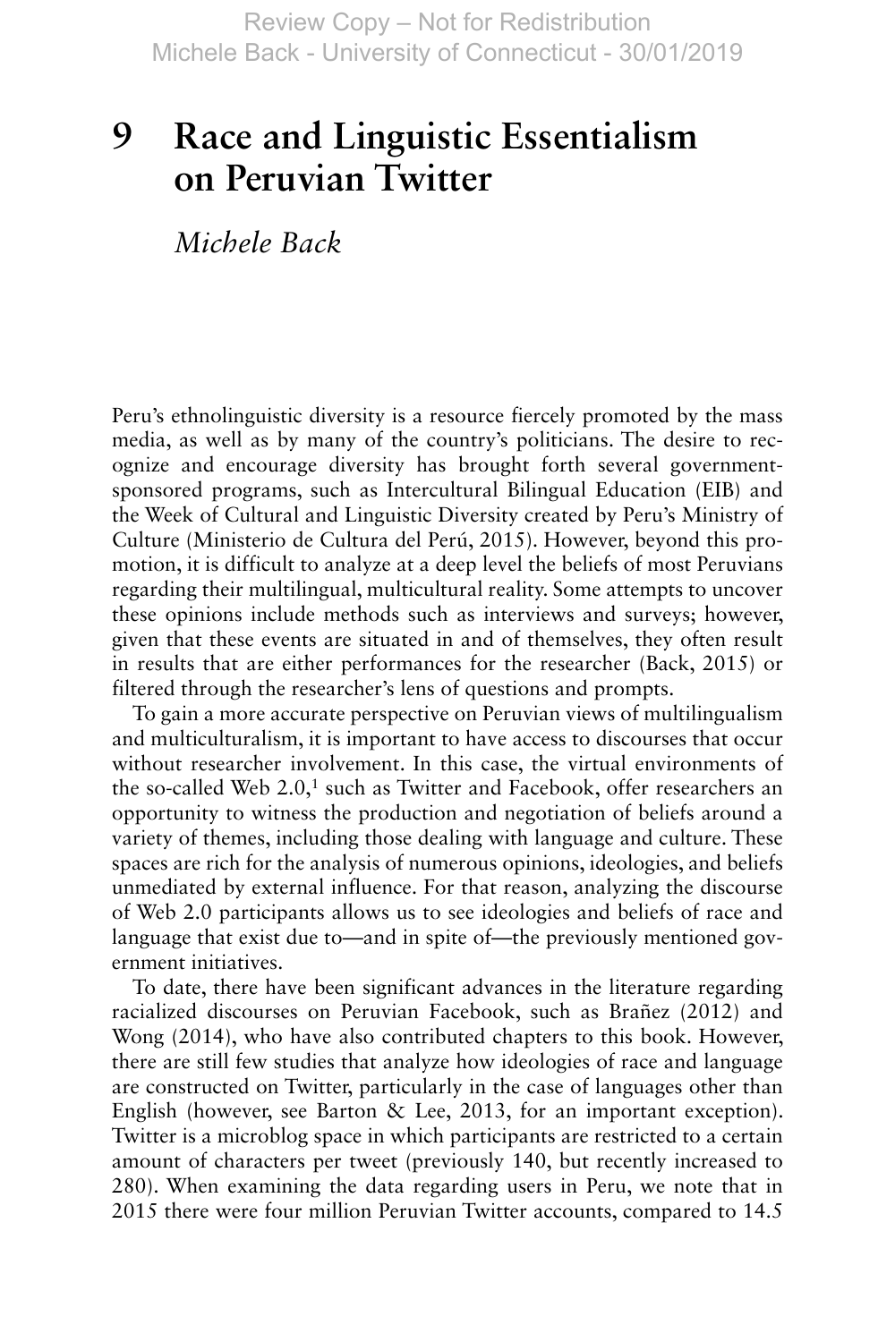# 9 Race and Linguistic Essentialism on Peruvian Twitter

*Michele Back*

Peru's ethnolinguistic diversity is a resource fiercely promoted by the mass media, as well as by many of the country's politicians. The desire to recognize and encourage diversity has brought forth several government-sponsored programs, such as Intercultural Bilingual Education (EIB) and the Week of Cultural and Linguistic Diversity created by Peru's Ministry of Culture (Ministerio de Cultura del Perú, 2015). However, beyond this promotion, it is difficult to analyze at a deep level the beliefs of most Peruvians regarding their multilingual, multicultural reality. Some attempts to uncover these opinions include methods such as interviews and surveys; however, given that these events are situated in and of themselves, they often result in results that are either performances for the researcher (Back, 2015) or filtered through the researcher's lens of questions and prompts.

To gain a more accurate perspective on Peruvian views of multilingualism and multiculturalism, it is important to have access to discourses that occur without researcher involvement. In this case, the virtual environments of the so-called Web 2.0,[1] such as Twitter and Facebook, offer researchers an opportunity to witness the production and negotiation of beliefs around a variety of themes, including those dealing with language and culture. These spaces are rich for the analysis of numerous opinions, ideologies, and beliefs unmediated by external influence. For that reason, analyzing the discourse of Web 2.0 participants allows us to see ideologies and beliefs of race and language that exist due to—and in spite of—the previously mentioned government initiatives.

To date, there have been significant advances in the literature regarding racialized discourses on Peruvian Facebook, such as Brañez (2012) and Wong (2014), who have also contributed chapters to this book. However, there are still few studies that analyze how ideologies of race and language are constructed on Twitter, particularly in the case of languages other than English (however, see Barton & Lee, 2013, for an important exception). Twitter is a microblog space in which participants are restricted to a certain amount of characters per tweet (previously 140, but recently increased to 280). When examining the data regarding users in Peru, we note that in 2015 there were four million Peruvian Twitter accounts, compared to 14.5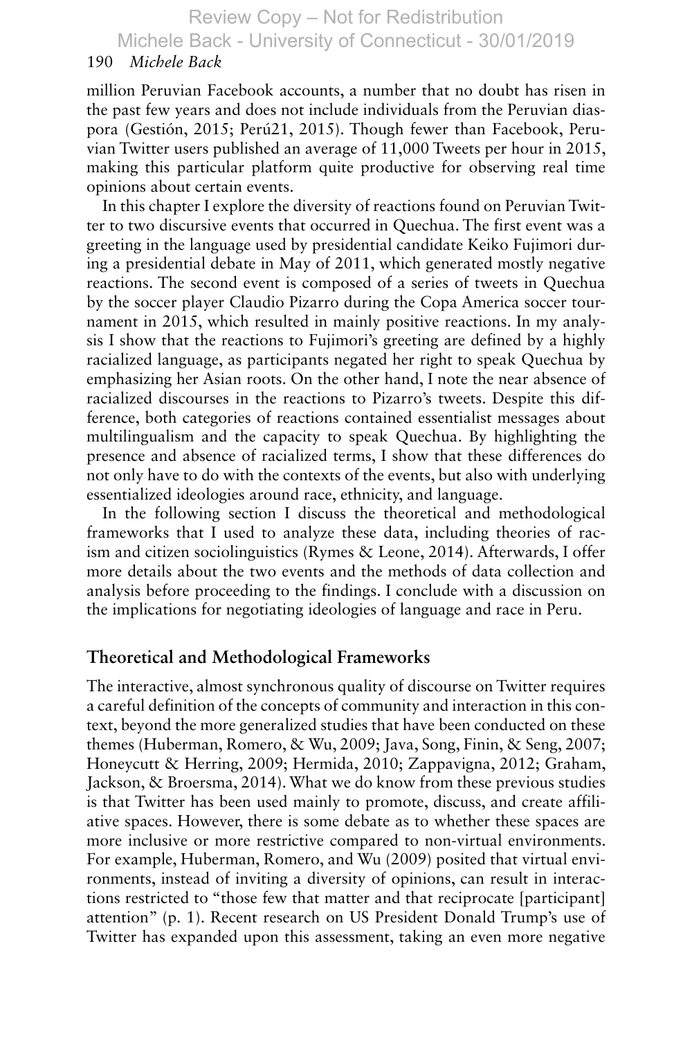million Peruvian Facebook accounts, a number that no doubt has risen in the past few years and does not include individuals from the Peruvian diaspora (Gestión, 2015; Perú21, 2015). Though fewer than Facebook, Peruvian Twitter users published an average of 11,000 Tweets per hour in 2015, making this particular platform quite productive for observing real time opinions about certain events.

In this chapter I explore the diversity of reactions found on Peruvian Twitter to two discursive events that occurred in Quechua. The first event was a greeting in the language used by presidential candidate Keiko Fujimori during a presidential debate in May of 2011, which generated mostly negative reactions. The second event is composed of a series of tweets in Quechua by the soccer player Claudio Pizarro during the Copa America soccer tournament in 2015, which resulted in mainly positive reactions. In my analysis I show that the reactions to Fujimori's greeting are defined by a highly racialized language, as participants negated her right to speak Quechua by emphasizing her Asian roots. On the other hand, I note the near absence of racialized discourses in the reactions to Pizarro's tweets. Despite this difference, both categories of reactions contained essentialist messages about multilingualism and the capacity to speak Quechua. By highlighting the presence and absence of racialized terms, I show that these differences do not only have to do with the contexts of the events, but also with underlying essentialized ideologies around race, ethnicity, and language.

In the following section I discuss the theoretical and methodological frameworks that I used to analyze these data, including theories of racism and citizen sociolinguistics (Rymes & Leone, 2014). Afterwards, I offer more details about the two events and the methods of data collection and analysis before proceeding to the findings. I conclude with a discussion on the implications for negotiating ideologies of language and race in Peru.

## Theoretical and Methodological Frameworks

The interactive, almost synchronous quality of discourse on Twitter requires a careful definition of the concepts of community and interaction in this context, beyond the more generalized studies that have been conducted on these themes (Huberman, Romero, & Wu, 2009; Java, Song, Finin, & Seng, 2007; Honeycutt & Herring, 2009; Hermida, 2010; Zappavigna, 2012; Graham, Jackson, & Broersma, 2014). What we do know from these previous studies is that Twitter has been used mainly to promote, discuss, and create affiliative spaces. However, there is some debate as to whether these spaces are more inclusive or more restrictive compared to non-virtual environments. For example, Huberman, Romero, and Wu (2009) posited that virtual environments, instead of inviting a diversity of opinions, can result in interactions restricted to "those few that matter and that reciprocate [participant] attention" (p. 1). Recent research on US President Donald Trump's use of Twitter has expanded upon this assessment, taking an even more negative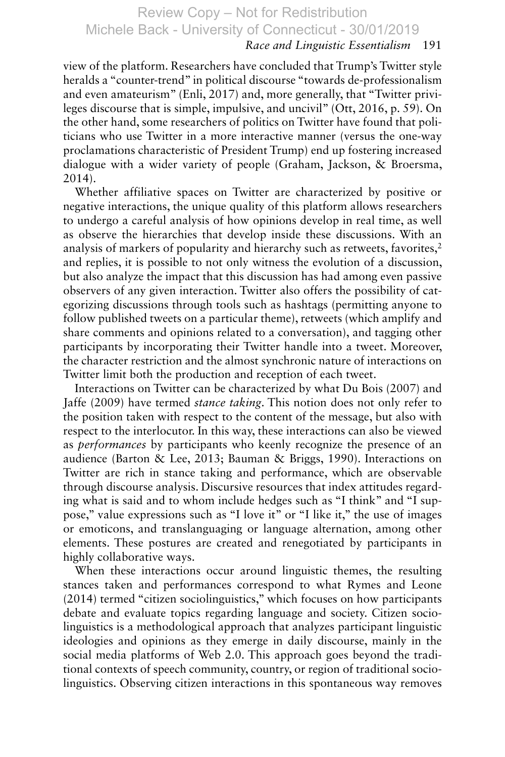view of the platform. Researchers have concluded that Trump's Twitter style heralds a "counter-trend" in political discourse "towards de-professionalism and even amateurism" (Enli, 2017) and, more generally, that "Twitter privileges discourse that is simple, impulsive, and uncivil" (Ott, 2016, p. 59). On the other hand, some researchers of politics on Twitter have found that politicians who use Twitter in a more interactive manner (versus the one-way proclamations characteristic of President Trump) end up fostering increased dialogue with a wider variety of people (Graham, Jackson, & Broersma, 2014).

Whether affiliative spaces on Twitter are characterized by positive or negative interactions, the unique quality of this platform allows researchers to undergo a careful analysis of how opinions develop in real time, as well as observe the hierarchies that develop inside these discussions. With an analysis of markers of popularity and hierarchy such as retweets, favorites,[2] and replies, it is possible to not only witness the evolution of a discussion, but also analyze the impact that this discussion has had among even passive observers of any given interaction. Twitter also offers the possibility of categorizing discussions through tools such as hashtags (permitting anyone to follow published tweets on a particular theme), retweets (which amplify and share comments and opinions related to a conversation), and tagging other participants by incorporating their Twitter handle into a tweet. Moreover, the character restriction and the almost synchronic nature of interactions on Twitter limit both the production and reception of each tweet.

Interactions on Twitter can be characterized by what Du Bois (2007) and Jaffe (2009) have termed *stance taking*. This notion does not only refer to the position taken with respect to the content of the message, but also with respect to the interlocutor. In this way, these interactions can also be viewed as *performances* by participants who keenly recognize the presence of an audience (Barton & Lee, 2013; Bauman & Briggs, 1990). Interactions on Twitter are rich in stance taking and performance, which are observable through discourse analysis. Discursive resources that index attitudes regarding what is said and to whom include hedges such as "I think" and "I suppose," value expressions such as "I love it" or "I like it," the use of images or emoticons, and translanguaging or language alternation, among other elements. These postures are created and renegotiated by participants in highly collaborative ways.

When these interactions occur around linguistic themes, the resulting stances taken and performances correspond to what Rymes and Leone (2014) termed "citizen sociolinguistics," which focuses on how participants debate and evaluate topics regarding language and society. Citizen sociolinguistics is a methodological approach that analyzes participant linguistic ideologies and opinions as they emerge in daily discourse, mainly in the social media platforms of Web 2.0. This approach goes beyond the traditional contexts of speech community, country, or region of traditional sociolinguistics. Observing citizen interactions in this spontaneous way removes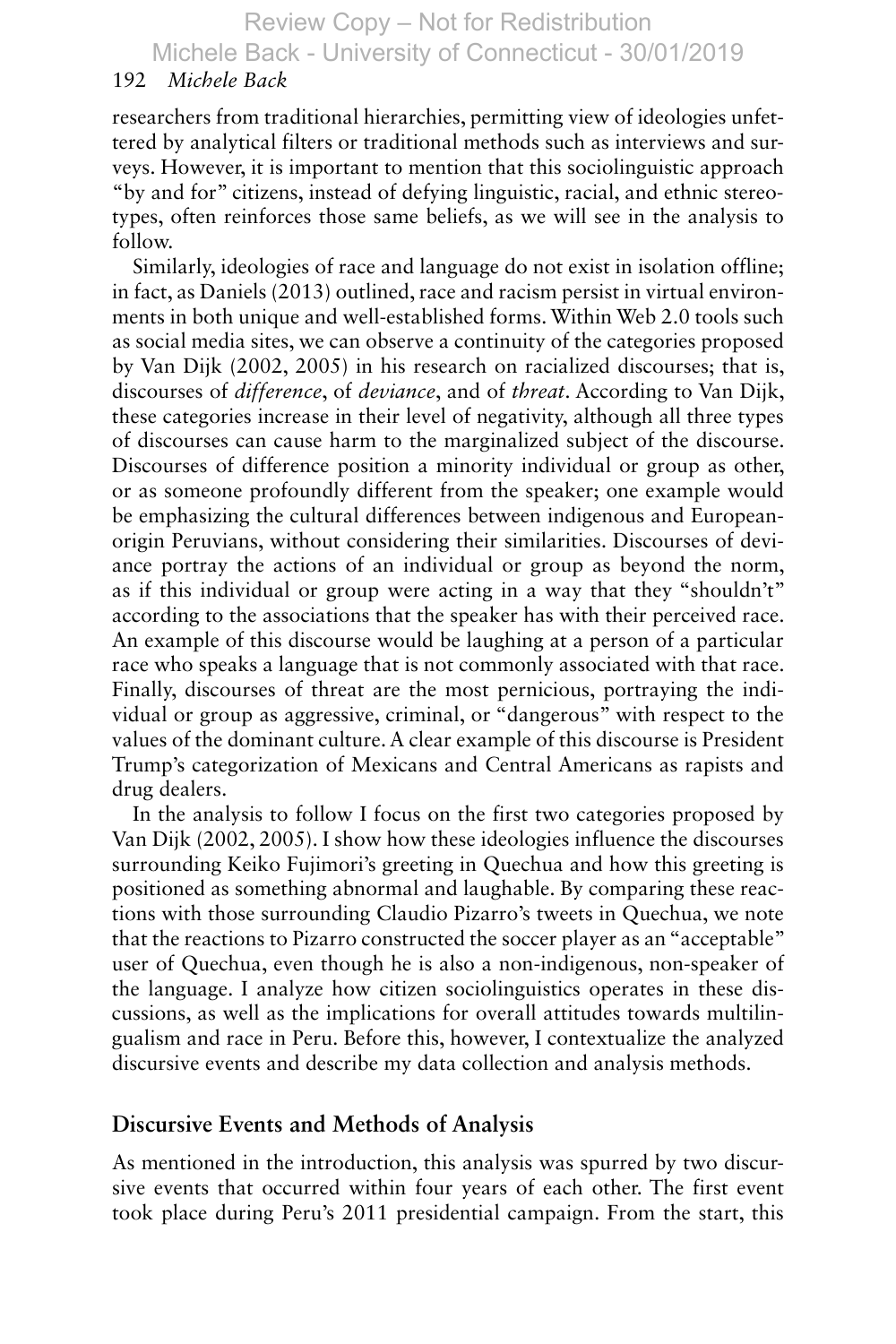researchers from traditional hierarchies, permitting view of ideologies unfettered by analytical filters or traditional methods such as interviews and surveys. However, it is important to mention that this sociolinguistic approach "by and for" citizens, instead of defying linguistic, racial, and ethnic stereotypes, often reinforces those same beliefs, as we will see in the analysis to follow.

Similarly, ideologies of race and language do not exist in isolation offline; in fact, as Daniels (2013) outlined, race and racism persist in virtual environments in both unique and well-established forms. Within Web 2.0 tools such as social media sites, we can observe a continuity of the categories proposed by Van Dijk (2002, 2005) in his research on racialized discourses; that is, discourses of *difference*, of *deviance*, and of *threat*. According to Van Dijk, these categories increase in their level of negativity, although all three types of discourses can cause harm to the marginalized subject of the discourse. Discourses of difference position a minority individual or group as other, or as someone profoundly different from the speaker; one example would be emphasizing the cultural differences between indigenous and European-origin Peruvians, without considering their similarities. Discourses of deviance portray the actions of an individual or group as beyond the norm, as if this individual or group were acting in a way that they "shouldn't" according to the associations that the speaker has with their perceived race. An example of this discourse would be laughing at a person of a particular race who speaks a language that is not commonly associated with that race. Finally, discourses of threat are the most pernicious, portraying the individual or group as aggressive, criminal, or "dangerous" with respect to the values of the dominant culture. A clear example of this discourse is President Trump's categorization of Mexicans and Central Americans as rapists and drug dealers.

In the analysis to follow I focus on the first two categories proposed by Van Dijk (2002, 2005). I show how these ideologies influence the discourses surrounding Keiko Fujimori's greeting in Quechua and how this greeting is positioned as something abnormal and laughable. By comparing these reactions with those surrounding Claudio Pizarro's tweets in Quechua, we note that the reactions to Pizarro constructed the soccer player as an "acceptable" user of Quechua, even though he is also a non-indigenous, non-speaker of the language. I analyze how citizen sociolinguistics operates in these discussions, as well as the implications for overall attitudes towards multilingualism and race in Peru. Before this, however, I contextualize the analyzed discursive events and describe my data collection and analysis methods.

## Discursive Events and Methods of Analysis

As mentioned in the introduction, this analysis was spurred by two discursive events that occurred within four years of each other. The first event took place during Peru's 2011 presidential campaign. From the start, this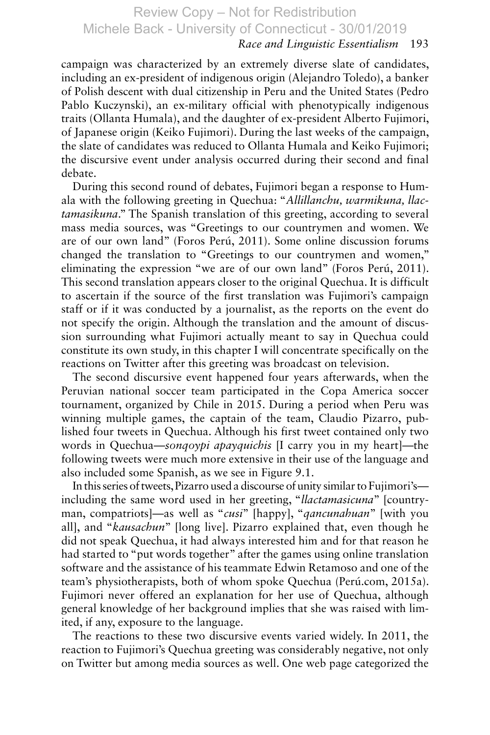campaign was characterized by an extremely diverse slate of candidates, including an ex-president of indigenous origin (Alejandro Toledo), a banker of Polish descent with dual citizenship in Peru and the United States (Pedro Pablo Kuczynski), an ex-military official with phenotypically indigenous traits (Ollanta Humala), and the daughter of ex-president Alberto Fujimori, of Japanese origin (Keiko Fujimori). During the last weeks of the campaign, the slate of candidates was reduced to Ollanta Humala and Keiko Fujimori; the discursive event under analysis occurred during their second and final debate.

During this second round of debates, Fujimori began a response to Humala with the following greeting in Quechua: "*Allillanchu, warmikuna, llactamasikuna*." The Spanish translation of this greeting, according to several mass media sources, was "Greetings to our countrymen and women. We are of our own land" (Foros Perú, 2011). Some online discussion forums changed the translation to "Greetings to our countrymen and women," eliminating the expression "we are of our own land" (Foros Perú, 2011). This second translation appears closer to the original Quechua. It is difficult to ascertain if the source of the first translation was Fujimori's campaign staff or if it was conducted by a journalist, as the reports on the event do not specify the origin. Although the translation and the amount of discussion surrounding what Fujimori actually meant to say in Quechua could constitute its own study, in this chapter I will concentrate specifically on the reactions on Twitter after this greeting was broadcast on television.

The second discursive event happened four years afterwards, when the Peruvian national soccer team participated in the Copa America soccer tournament, organized by Chile in 2015. During a period when Peru was winning multiple games, the captain of the team, Claudio Pizarro, published four tweets in Quechua. Although his first tweet contained only two words in Quechua—*sonqoypi apayquichis* [I carry you in my heart]—the following tweets were much more extensive in their use of the language and also included some Spanish, as we see in Figure 9.1.

In this series of tweets, Pizarro used a discourse of unity similar to Fujimori's—including the same word used in her greeting, "*llactamasicuna*" [countryman, compatriots]—as well as "*cusi*" [happy], "*qancunahuan*" [with you all], and "*kausachun*" [long live]. Pizarro explained that, even though he did not speak Quechua, it had always interested him and for that reason he had started to "put words together" after the games using online translation software and the assistance of his teammate Edwin Retamoso and one of the team's physiotherapists, both of whom spoke Quechua (Perú.com, 2015a). Fujimori never offered an explanation for her use of Quechua, although general knowledge of her background implies that she was raised with limited, if any, exposure to the language.

The reactions to these two discursive events varied widely. In 2011, the reaction to Fujimori's Quechua greeting was considerably negative, not only on Twitter but among media sources as well. One web page categorized the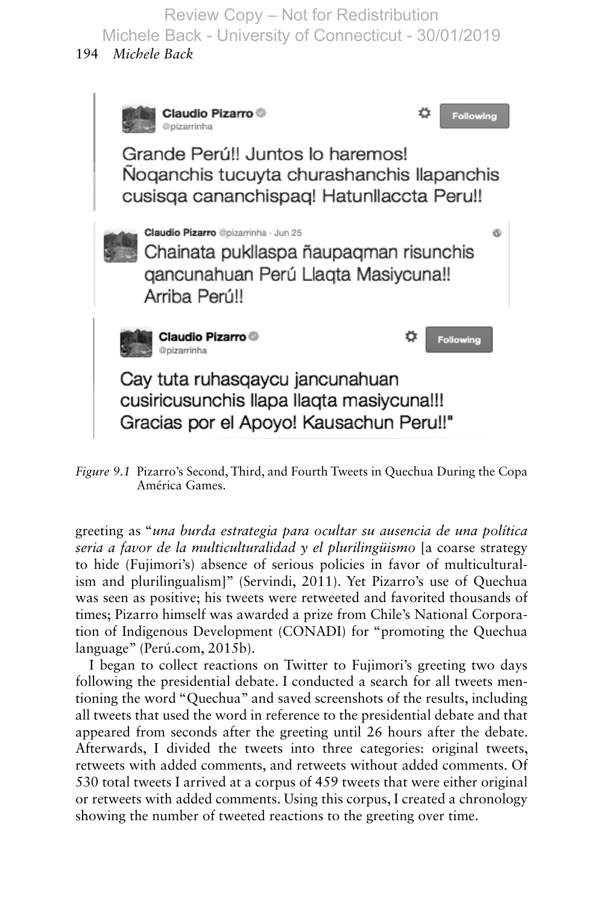**Claudio Pizarro** @pizarrinha

Grande Perú!! Juntos lo haremos! Ñoqanchis tucuyta churashanchis llapanchis cusisqa cananchispaq! Hatunllaccta Peru!!

**Claudio Pizarro** @pizarrinha · Jun 25

Chainata pukllaspa ñaupaqman risunchis qancunahuan Perú Llaqta Masiycuna!! Arriba Perú!!

**Claudio Pizarro** @pizarrinha

Cay tuta ruhasqaycu jancunahuan cusiricusunchis llapa llaqta masiycuna!!! Gracias por el Apoyo! Kausachun Peru!!"

*Figure 9.1* Pizarro's Second, Third, and Fourth Tweets in Quechua During the Copa América Games.

greeting as "*una burda estrategia para ocultar su ausencia de una política seria a favor de la multiculturalidad y el plurilingüismo* [a coarse strategy to hide (Fujimori's) absence of serious policies in favor of multiculturalism and plurilingualism]" (Servindi, 2011). Yet Pizarro's use of Quechua was seen as positive; his tweets were retweeted and favorited thousands of times; Pizarro himself was awarded a prize from Chile's National Corporation of Indigenous Development (CONADI) for "promoting the Quechua language" (Perú.com, 2015b).

I began to collect reactions on Twitter to Fujimori's greeting two days following the presidential debate. I conducted a search for all tweets mentioning the word "Quechua" and saved screenshots of the results, including all tweets that used the word in reference to the presidential debate and that appeared from seconds after the greeting until 26 hours after the debate. Afterwards, I divided the tweets into three categories: original tweets, retweets with added comments, and retweets without added comments. Of 530 total tweets I arrived at a corpus of 459 tweets that were either original or retweets with added comments. Using this corpus, I created a chronology showing the number of tweeted reactions to the greeting over time.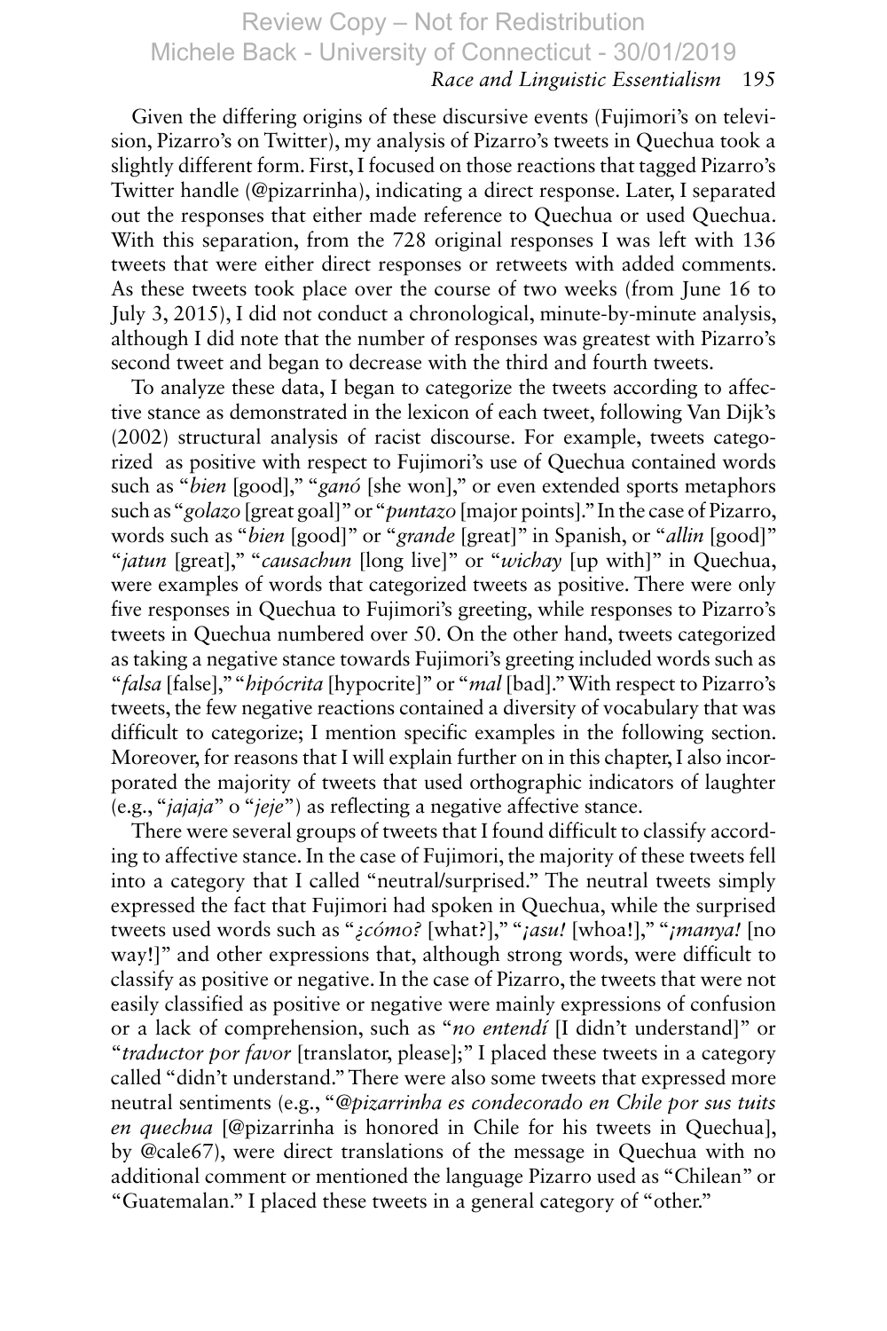Given the differing origins of these discursive events (Fujimori's on television, Pizarro's on Twitter), my analysis of Pizarro's tweets in Quechua took a slightly different form. First, I focused on those reactions that tagged Pizarro's Twitter handle (@pizarrinha), indicating a direct response. Later, I separated out the responses that either made reference to Quechua or used Quechua. With this separation, from the 728 original responses I was left with 136 tweets that were either direct responses or retweets with added comments. As these tweets took place over the course of two weeks (from June 16 to July 3, 2015), I did not conduct a chronological, minute-by-minute analysis, although I did note that the number of responses was greatest with Pizarro's second tweet and began to decrease with the third and fourth tweets.

To analyze these data, I began to categorize the tweets according to affective stance as demonstrated in the lexicon of each tweet, following Van Dijk's (2002) structural analysis of racist discourse. For example, tweets categorized as positive with respect to Fujimori's use of Quechua contained words such as "*bien* [good]," "*ganó* [she won]," or even extended sports metaphors such as "*golazo* [great goal]" or "*puntazo* [major points]." In the case of Pizarro, words such as "*bien* [good]" or "*grande* [great]" in Spanish, or "*allin* [good]" "*jatun* [great]," "*causachun* [long live]" or "*wichay* [up with]" in Quechua, were examples of words that categorized tweets as positive. There were only five responses in Quechua to Fujimori's greeting, while responses to Pizarro's tweets in Quechua numbered over 50. On the other hand, tweets categorized as taking a negative stance towards Fujimori's greeting included words such as "*falsa* [false]," "*hipócrita* [hypocrite]" or "*mal* [bad]." With respect to Pizarro's tweets, the few negative reactions contained a diversity of vocabulary that was difficult to categorize; I mention specific examples in the following section. Moreover, for reasons that I will explain further on in this chapter, I also incorporated the majority of tweets that used orthographic indicators of laughter (e.g., "*jajaja*" o "*jeje*") as reflecting a negative affective stance.

There were several groups of tweets that I found difficult to classify according to affective stance. In the case of Fujimori, the majority of these tweets fell into a category that I called "neutral/surprised." The neutral tweets simply expressed the fact that Fujimori had spoken in Quechua, while the surprised tweets used words such as "*¿cómo?* [what?]," "*¡asu!* [whoa!]," "*¡manya!* [no way!]" and other expressions that, although strong words, were difficult to classify as positive or negative. In the case of Pizarro, the tweets that were not easily classified as positive or negative were mainly expressions of confusion or a lack of comprehension, such as "*no entendí* [I didn't understand]" or "*traductor por favor* [translator, please];" I placed these tweets in a category called "didn't understand." There were also some tweets that expressed more neutral sentiments (e.g., "*@pizarrinha es condecorado en Chile por sus tuits en quechua* [@pizarrinha is honored in Chile for his tweets in Quechua], by @cale67), were direct translations of the message in Quechua with no additional comment or mentioned the language Pizarro used as "Chilean" or "Guatemalan." I placed these tweets in a general category of "other."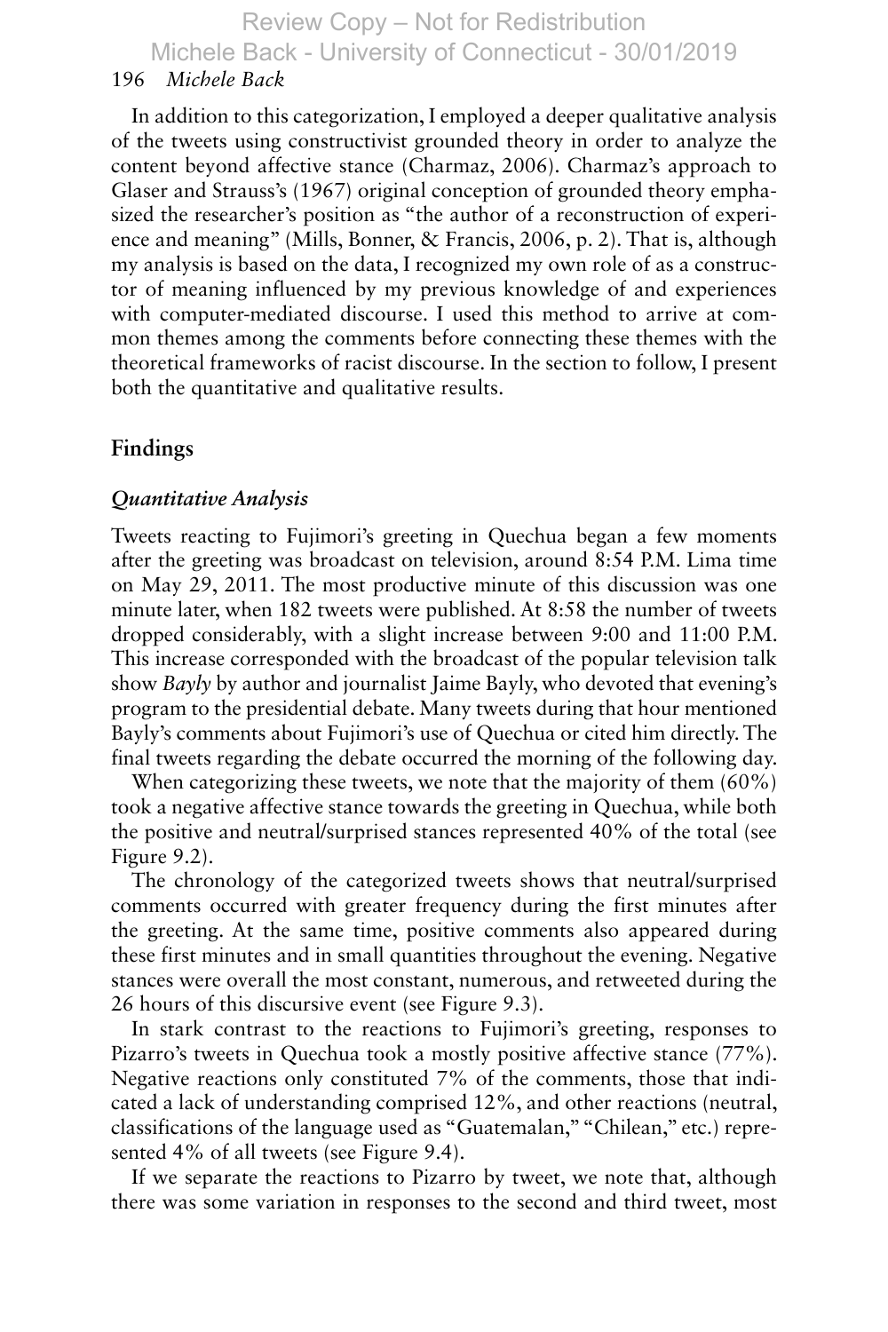In addition to this categorization, I employed a deeper qualitative analysis of the tweets using constructivist grounded theory in order to analyze the content beyond affective stance (Charmaz, 2006). Charmaz's approach to Glaser and Strauss's (1967) original conception of grounded theory emphasized the researcher's position as "the author of a reconstruction of experience and meaning" (Mills, Bonner, & Francis, 2006, p. 2). That is, although my analysis is based on the data, I recognized my own role of as a constructor of meaning influenced by my previous knowledge of and experiences with computer-mediated discourse. I used this method to arrive at common themes among the comments before connecting these themes with the theoretical frameworks of racist discourse. In the section to follow, I present both the quantitative and qualitative results.

## Findings

### *Quantitative Analysis*

Tweets reacting to Fujimori's greeting in Quechua began a few moments after the greeting was broadcast on television, around 8:54 P.M. Lima time on May 29, 2011. The most productive minute of this discussion was one minute later, when 182 tweets were published. At 8:58 the number of tweets dropped considerably, with a slight increase between 9:00 and 11:00 P.M. This increase corresponded with the broadcast of the popular television talk show *Bayly* by author and journalist Jaime Bayly, who devoted that evening's program to the presidential debate. Many tweets during that hour mentioned Bayly's comments about Fujimori's use of Quechua or cited him directly. The final tweets regarding the debate occurred the morning of the following day.

When categorizing these tweets, we note that the majority of them (60%) took a negative affective stance towards the greeting in Quechua, while both the positive and neutral/surprised stances represented 40% of the total (see Figure 9.2).

The chronology of the categorized tweets shows that neutral/surprised comments occurred with greater frequency during the first minutes after the greeting. At the same time, positive comments also appeared during these first minutes and in small quantities throughout the evening. Negative stances were overall the most constant, numerous, and retweeted during the 26 hours of this discursive event (see Figure 9.3).

In stark contrast to the reactions to Fujimori's greeting, responses to Pizarro's tweets in Quechua took a mostly positive affective stance (77%). Negative reactions only constituted 7% of the comments, those that indicated a lack of understanding comprised 12%, and other reactions (neutral, classifications of the language used as "Guatemalan," "Chilean," etc.) represented 4% of all tweets (see Figure 9.4).

If we separate the reactions to Pizarro by tweet, we note that, although there was some variation in responses to the second and third tweet, most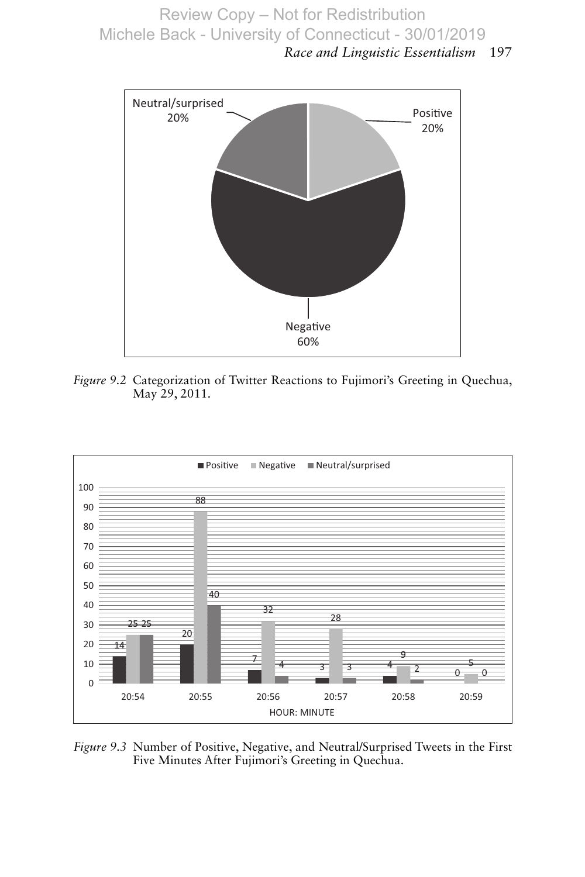*Figure 9.2* Categorization of Twitter Reactions to Fujimori's Greeting in Quechua, May 29, 2011.

*Figure 9.3* Number of Positive, Negative, and Neutral/Surprised Tweets in the First Five Minutes After Fujimori's Greeting in Quechua.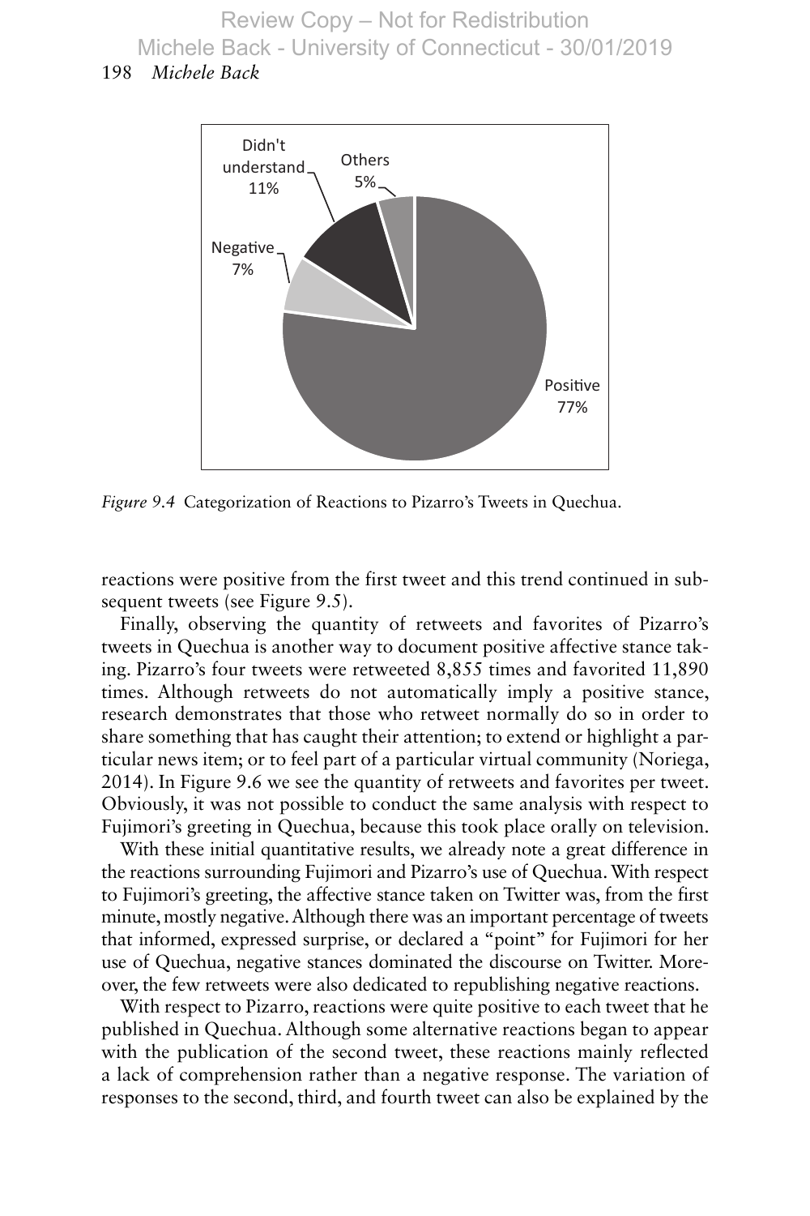*Figure 9.4* Categorization of Reactions to Pizarro's Tweets in Quechua.

reactions were positive from the first tweet and this trend continued in subsequent tweets (see Figure 9.5).

Finally, observing the quantity of retweets and favorites of Pizarro's tweets in Quechua is another way to document positive affective stance taking. Pizarro's four tweets were retweeted 8,855 times and favorited 11,890 times. Although retweets do not automatically imply a positive stance, research demonstrates that those who retweet normally do so in order to share something that has caught their attention; to extend or highlight a particular news item; or to feel part of a particular virtual community (Noriega, 2014). In Figure 9.6 we see the quantity of retweets and favorites per tweet. Obviously, it was not possible to conduct the same analysis with respect to Fujimori's greeting in Quechua, because this took place orally on television.

With these initial quantitative results, we already note a great difference in the reactions surrounding Fujimori and Pizarro's use of Quechua. With respect to Fujimori's greeting, the affective stance taken on Twitter was, from the first minute, mostly negative. Although there was an important percentage of tweets that informed, expressed surprise, or declared a "point" for Fujimori for her use of Quechua, negative stances dominated the discourse on Twitter. Moreover, the few retweets were also dedicated to republishing negative reactions.

With respect to Pizarro, reactions were quite positive to each tweet that he published in Quechua. Although some alternative reactions began to appear with the publication of the second tweet, these reactions mainly reflected a lack of comprehension rather than a negative response. The variation of responses to the second, third, and fourth tweet can also be explained by the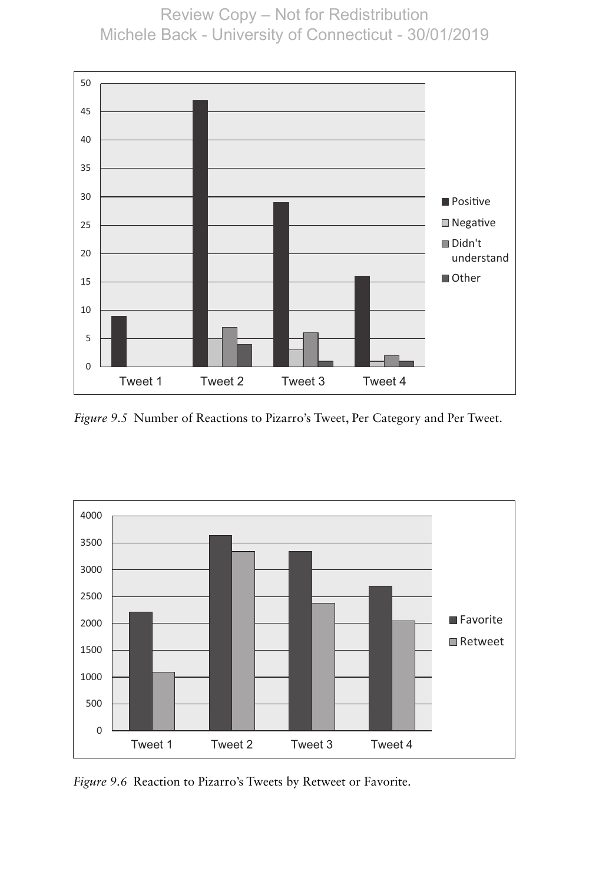Figure 9.5 Number of Reactions to Pizarro's Tweet, Per Category and Per Tweet.

Figure 9.6 Reaction to Pizarro's Tweets by Retweet or Favorite.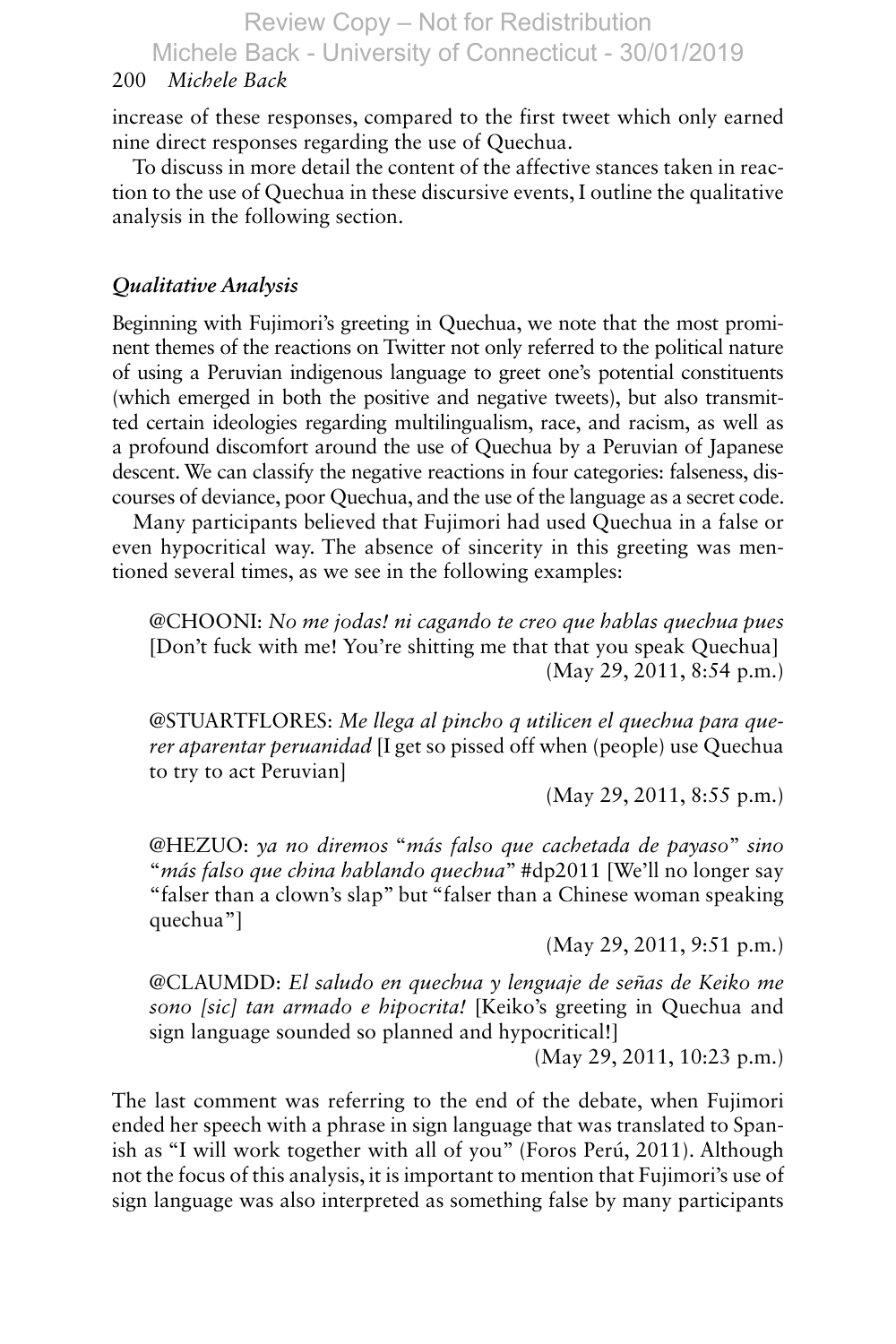increase of these responses, compared to the first tweet which only earned nine direct responses regarding the use of Quechua.

To discuss in more detail the content of the affective stances taken in reaction to the use of Quechua in these discursive events, I outline the qualitative analysis in the following section.

### *Qualitative Analysis*

Beginning with Fujimori's greeting in Quechua, we note that the most prominent themes of the reactions on Twitter not only referred to the political nature of using a Peruvian indigenous language to greet one's potential constituents (which emerged in both the positive and negative tweets), but also transmitted certain ideologies regarding multilingualism, race, and racism, as well as a profound discomfort around the use of Quechua by a Peruvian of Japanese descent. We can classify the negative reactions in four categories: falseness, discourses of deviance, poor Quechua, and the use of the language as a secret code.

Many participants believed that Fujimori had used Quechua in a false or even hypocritical way. The absence of sincerity in this greeting was mentioned several times, as we see in the following examples:

> @CHOONI: *No me jodas! ni cagando te creo que hablas quechua pues* [Don't fuck with me! You're shitting me that that you speak Quechua]
> (May 29, 2011, 8:54 p.m.)
>
> @STUARTFLORES: *Me llega al pincho q utilicen el quechua para querer aparentar peruanidad* [I get so pissed off when (people) use Quechua to try to act Peruvian]
> (May 29, 2011, 8:55 p.m.)
>
> @HEZUO: *ya no diremos "más falso que cachetada de payaso" sino "más falso que china hablando quechua"* #dp2011 [We'll no longer say "falser than a clown's slap" but "falser than a Chinese woman speaking quechua"]
> (May 29, 2011, 9:51 p.m.)
>
> @CLAUMDD: *El saludo en quechua y lenguaje de señas de Keiko me sono [sic] tan armado e hipocrita!* [Keiko's greeting in Quechua and sign language sounded so planned and hypocritical!]
> (May 29, 2011, 10:23 p.m.)

The last comment was referring to the end of the debate, when Fujimori ended her speech with a phrase in sign language that was translated to Spanish as "I will work together with all of you" (Foros Perú, 2011). Although not the focus of this analysis, it is important to mention that Fujimori's use of sign language was also interpreted as something false by many participants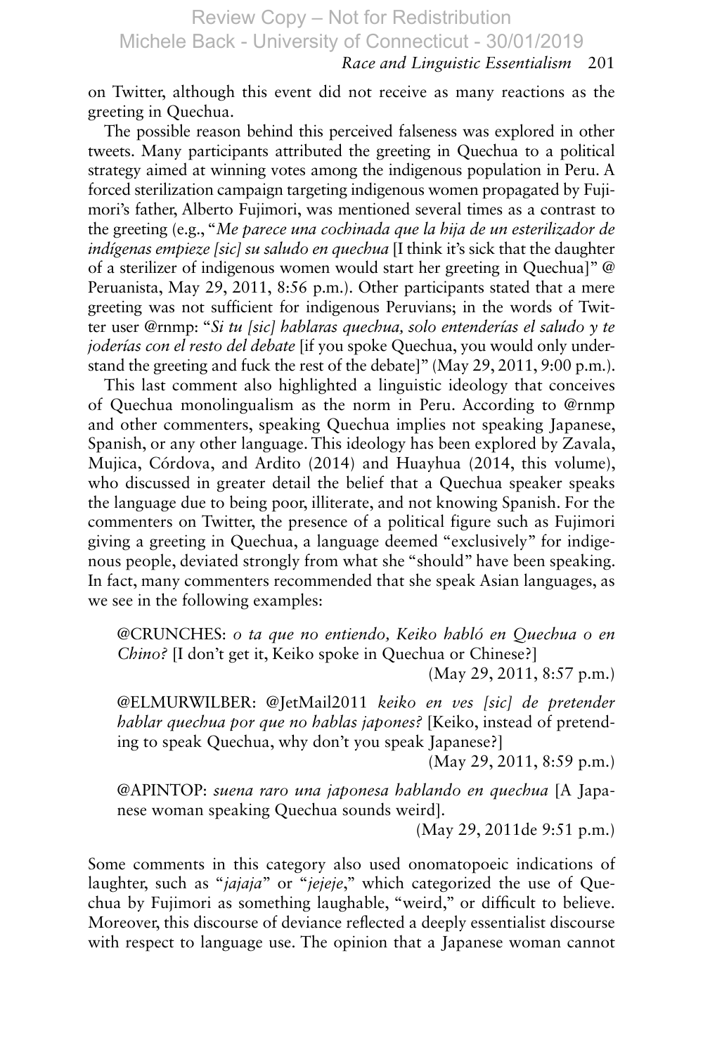on Twitter, although this event did not receive as many reactions as the greeting in Quechua.

The possible reason behind this perceived falseness was explored in other tweets. Many participants attributed the greeting in Quechua to a political strategy aimed at winning votes among the indigenous population in Peru. A forced sterilization campaign targeting indigenous women propagated by Fujimori's father, Alberto Fujimori, was mentioned several times as a contrast to the greeting (e.g., "*Me parece una cochinada que la hija de un esterilizador de indígenas empieze [sic] su saludo en quechua* [I think it's sick that the daughter of a sterilizer of indigenous women would start her greeting in Quechua]" @ Peruanista, May 29, 2011, 8:56 p.m.). Other participants stated that a mere greeting was not sufficient for indigenous Peruvians; in the words of Twitter user @rnmp: "*Si tu [sic] hablaras quechua, solo entenderías el saludo y te joderías con el resto del debate* [if you spoke Quechua, you would only understand the greeting and fuck the rest of the debate]" (May 29, 2011, 9:00 p.m.).

This last comment also highlighted a linguistic ideology that conceives of Quechua monolingualism as the norm in Peru. According to @rnmp and other commenters, speaking Quechua implies not speaking Japanese, Spanish, or any other language. This ideology has been explored by Zavala, Mujica, Córdova, and Ardito (2014) and Huayhua (2014, this volume), who discussed in greater detail the belief that a Quechua speaker speaks the language due to being poor, illiterate, and not knowing Spanish. For the commenters on Twitter, the presence of a political figure such as Fujimori giving a greeting in Quechua, a language deemed "exclusively" for indigenous people, deviated strongly from what she "should" have been speaking. In fact, many commenters recommended that she speak Asian languages, as we see in the following examples:

> @CRUNCHES: *o ta que no entiendo, Keiko habló en Quechua o en Chino?* [I don't get it, Keiko spoke in Quechua or Chinese?]
>
> (May 29, 2011, 8:57 p.m.)
>
> @ELMURWILBER: @JetMail2011 *keiko en ves [sic] de pretender hablar quechua por que no hablas japones?* [Keiko, instead of pretending to speak Quechua, why don't you speak Japanese?]
>
> (May 29, 2011, 8:59 p.m.)
>
> @APINTOP: *suena raro una japonesa hablando en quechua* [A Japanese woman speaking Quechua sounds weird].
>
> (May 29, 2011de 9:51 p.m.)

Some comments in this category also used onomatopoeic indications of laughter, such as "*jajaja*" or "*jejeje*," which categorized the use of Quechua by Fujimori as something laughable, "weird," or difficult to believe. Moreover, this discourse of deviance reflected a deeply essentialist discourse with respect to language use. The opinion that a Japanese woman cannot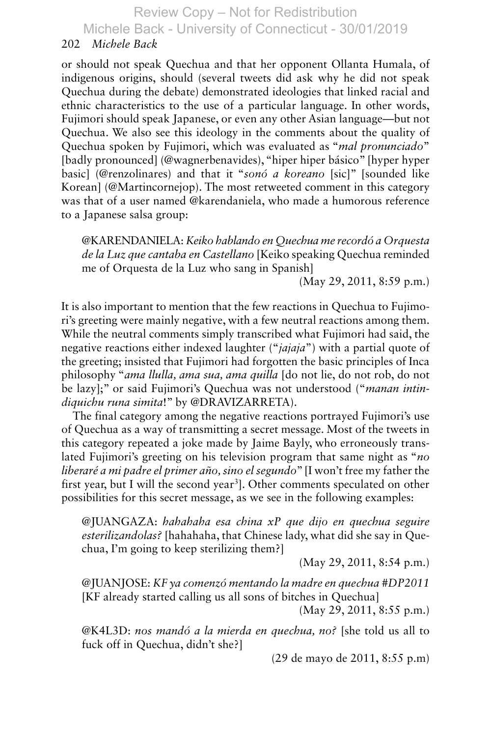or should not speak Quechua and that her opponent Ollanta Humala, of indigenous origins, should (several tweets did ask why he did not speak Quechua during the debate) demonstrated ideologies that linked racial and ethnic characteristics to the use of a particular language. In other words, Fujimori should speak Japanese, or even any other Asian language—but not Quechua. We also see this ideology in the comments about the quality of Quechua spoken by Fujimori, which was evaluated as "*mal pronunciado*" [badly pronounced] (@wagnerbenavides), "hiper hiper básico" [hyper hyper basic] (@renzolinares) and that it "*sonó a koreano* [sic]" [sounded like Korean] (@Martincornejop). The most retweeted comment in this category was that of a user named @karendaniela, who made a humorous reference to a Japanese salsa group:

> @KARENDANIELA: *Keiko hablando en Quechua me recordó a Orquesta de la Luz que cantaba en Castellano* [Keiko speaking Quechua reminded me of Orquesta de la Luz who sang in Spanish]
>
> (May 29, 2011, 8:59 p.m.)

It is also important to mention that the few reactions in Quechua to Fujimori's greeting were mainly negative, with a few neutral reactions among them. While the neutral comments simply transcribed what Fujimori had said, the negative reactions either indexed laughter ("*jajaja*") with a partial quote of the greeting; insisted that Fujimori had forgotten the basic principles of Inca philosophy "*ama llulla, ama sua, ama quilla* [do not lie, do not rob, do not be lazy];" or said Fujimori's Quechua was not understood ("*manan intindiquichu runa simita*!" by @DRAVIZARRETA).

The final category among the negative reactions portrayed Fujimori's use of Quechua as a way of transmitting a secret message. Most of the tweets in this category repeated a joke made by Jaime Bayly, who erroneously translated Fujimori's greeting on his television program that same night as "*no liberaré a mi padre el primer año, sino el segundo*" [I won't free my father the first year, but I will the second year[3]]. Other comments speculated on other possibilities for this secret message, as we see in the following examples:

> @JUANGAZA: *hahahaha esa china xP que dijo en quechua seguire esterilizandolas?* [hahahaha, that Chinese lady, what did she say in Quechua, I'm going to keep sterilizing them?]
>
> (May 29, 2011, 8:54 p.m.)

> @JUANJOSE: *KF ya comenzó mentando la madre en quechua #DP2011* [KF already started calling us all sons of bitches in Quechua]
>
> (May 29, 2011, 8:55 p.m.)

> @K4L3D: *nos mandó a la mierda en quechua, no?* [she told us all to fuck off in Quechua, didn't she?]
>
> (29 de mayo de 2011, 8:55 p.m)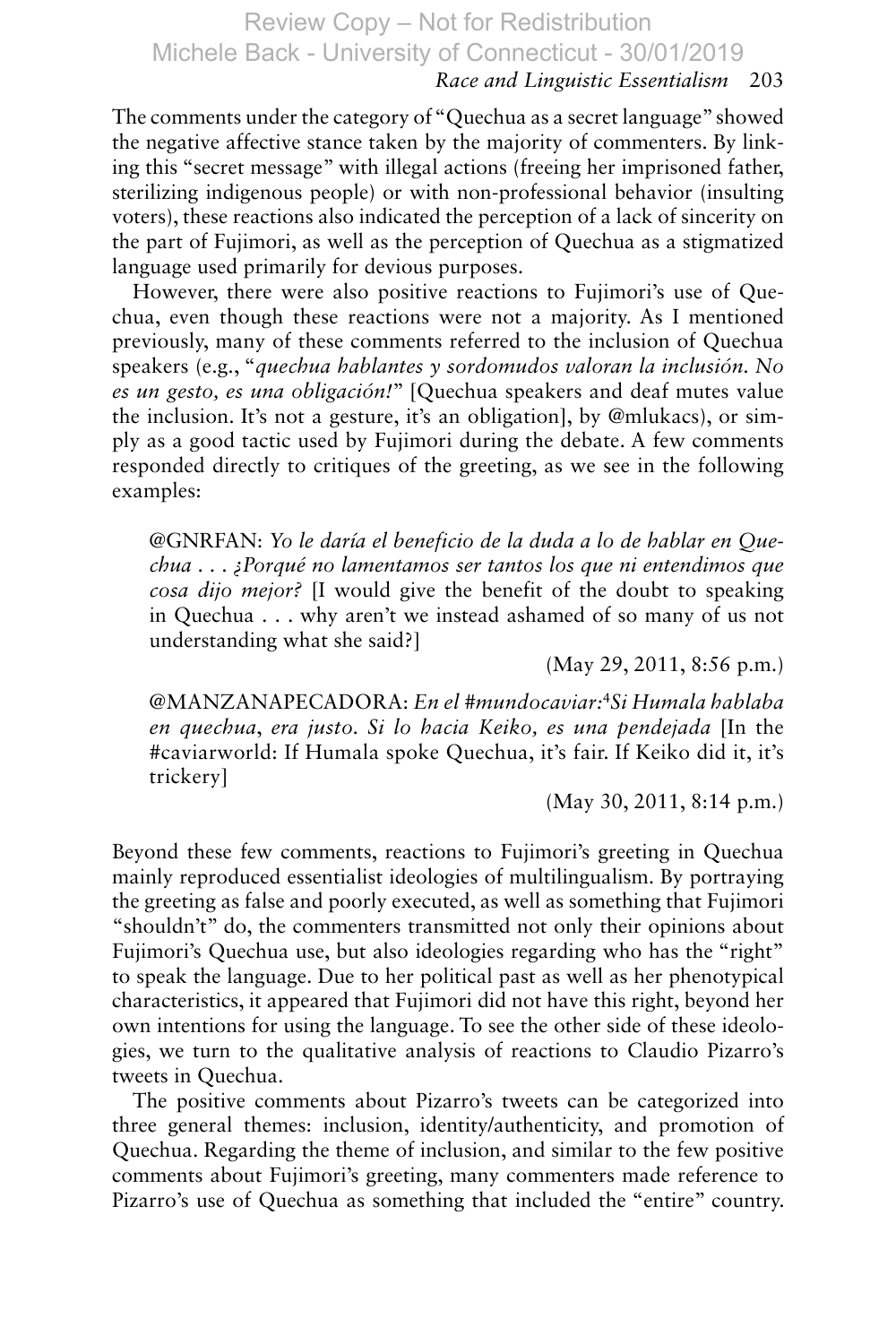The comments under the category of "Quechua as a secret language" showed the negative affective stance taken by the majority of commenters. By linking this "secret message" with illegal actions (freeing her imprisoned father, sterilizing indigenous people) or with non-professional behavior (insulting voters), these reactions also indicated the perception of a lack of sincerity on the part of Fujimori, as well as the perception of Quechua as a stigmatized language used primarily for devious purposes.

However, there were also positive reactions to Fujimori's use of Quechua, even though these reactions were not a majority. As I mentioned previously, many of these comments referred to the inclusion of Quechua speakers (e.g., "*quechua hablantes y sordomudos valoran la inclusión. No es un gesto, es una obligación!*" [Quechua speakers and deaf mutes value the inclusion. It's not a gesture, it's an obligation], by @mlukacs), or simply as a good tactic used by Fujimori during the debate. A few comments responded directly to critiques of the greeting, as we see in the following examples:

> @GNRFAN: *Yo le daría el beneficio de la duda a lo de hablar en Quechua . . . ¿Porqué no lamentamos ser tantos los que ni entendimos que cosa dijo mejor?* [I would give the benefit of the doubt to speaking in Quechua . . . why aren't we instead ashamed of so many of us not understanding what she said?]
>
> (May 29, 2011, 8:56 p.m.)

> @MANZANAPECADORA: *En el #mundocaviar:*[4]*Si Humala hablaba en quechua, era justo. Si lo hacia Keiko, es una pendejada* [In the #caviarworld: If Humala spoke Quechua, it's fair. If Keiko did it, it's trickery]
>
> (May 30, 2011, 8:14 p.m.)

Beyond these few comments, reactions to Fujimori's greeting in Quechua mainly reproduced essentialist ideologies of multilingualism. By portraying the greeting as false and poorly executed, as well as something that Fujimori "shouldn't" do, the commenters transmitted not only their opinions about Fujimori's Quechua use, but also ideologies regarding who has the "right" to speak the language. Due to her political past as well as her phenotypical characteristics, it appeared that Fujimori did not have this right, beyond her own intentions for using the language. To see the other side of these ideologies, we turn to the qualitative analysis of reactions to Claudio Pizarro's tweets in Quechua.

The positive comments about Pizarro's tweets can be categorized into three general themes: inclusion, identity/authenticity, and promotion of Quechua. Regarding the theme of inclusion, and similar to the few positive comments about Fujimori's greeting, many commenters made reference to Pizarro's use of Quechua as something that included the "entire" country.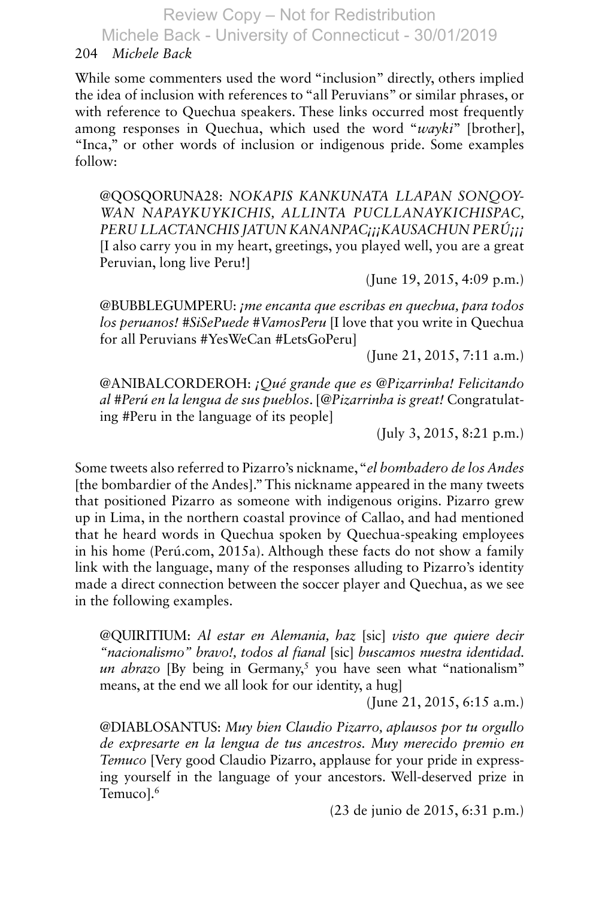While some commenters used the word "inclusion" directly, others implied the idea of inclusion with references to "all Peruvians" or similar phrases, or with reference to Quechua speakers. These links occurred most frequently among responses in Quechua, which used the word "*wayki*" [brother], "Inca," or other words of inclusion or indigenous pride. Some examples follow:

> @QOSQORUNA28: *NOKAPIS KANKUNATA LLAPAN SONQOYWAN NAPAYKUYKICHIS, ALLINTA PUCLLANAYKICHISPAC, PERU LLACTANCHIS JATUN KANANPAC¡¡¡KAUSACHUN PERÚ¡¡¡* [I also carry you in my heart, greetings, you played well, you are a great Peruvian, long live Peru!]
>
> (June 19, 2015, 4:09 p.m.)

> @BUBBLEGUMPERU: *¡me encanta que escribas en quechua, para todos los peruanos! #SiSePuede #VamosPeru* [I love that you write in Quechua for all Peruvians #YesWeCan #LetsGoPeru]
>
> (June 21, 2015, 7:11 a.m.)

> @ANIBALCORDEROH: *¡Qué grande que es @Pizarrinha! Felicitando al #Perú en la lengua de sus pueblos.* [*@Pizarrinha is great!* Congratulating #Peru in the language of its people]
>
> (July 3, 2015, 8:21 p.m.)

Some tweets also referred to Pizarro's nickname, "*el bombadero de los Andes* [the bombardier of the Andes]." This nickname appeared in the many tweets that positioned Pizarro as someone with indigenous origins. Pizarro grew up in Lima, in the northern coastal province of Callao, and had mentioned that he heard words in Quechua spoken by Quechua-speaking employees in his home (Perú.com, 2015a). Although these facts do not show a family link with the language, many of the responses alluding to Pizarro's identity made a direct connection between the soccer player and Quechua, as we see in the following examples.

> @QUIRITIUM: *Al estar en Alemania, haz* [sic] *visto que quiere decir "nacionalismo" bravo!, todos al fianal* [sic] *buscamos nuestra identidad. un abrazo* [By being in Germany,[5] you have seen what "nationalism" means, at the end we all look for our identity, a hug]
>
> (June 21, 2015, 6:15 a.m.)

> @DIABLOSANTUS: *Muy bien Claudio Pizarro, aplausos por tu orgullo de expresarte en la lengua de tus ancestros. Muy merecido premio en Temuco* [Very good Claudio Pizarro, applause for your pride in expressing yourself in the language of your ancestors. Well-deserved prize in Temuco].[6]
>
> (23 de junio de 2015, 6:31 p.m.)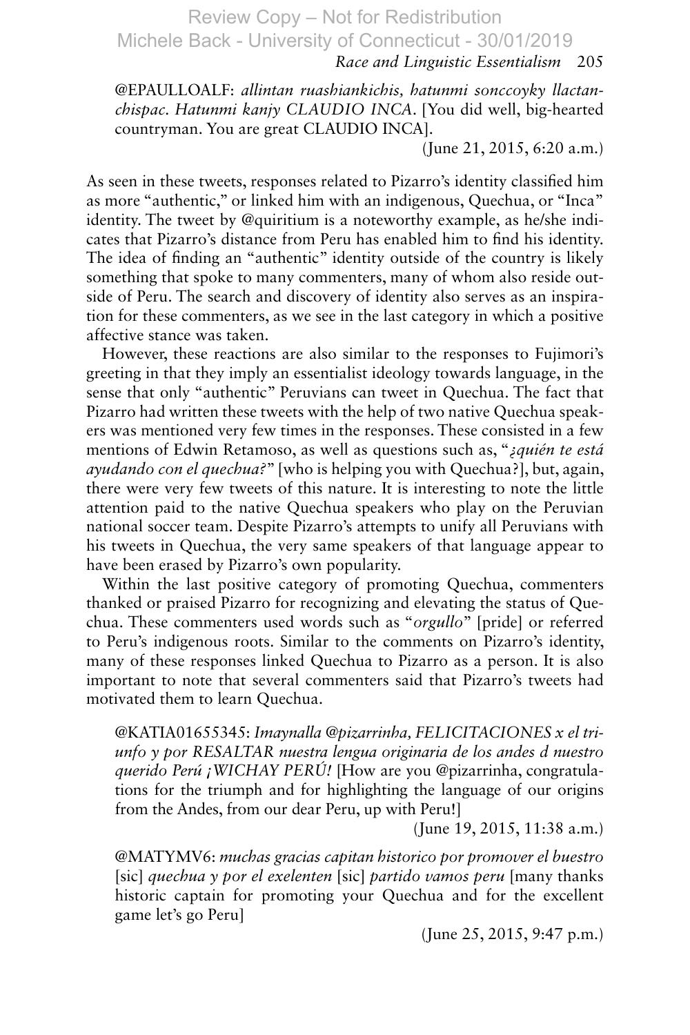@EPAULLOALF: *allintan ruashiankichis, hatunmi sonccoyky llactanchispac. Hatunmi kanjy CLAUDIO INCA.* [You did well, big-hearted countryman. You are great CLAUDIO INCA].

(June 21, 2015, 6:20 a.m.)

As seen in these tweets, responses related to Pizarro's identity classified him as more "authentic," or linked him with an indigenous, Quechua, or "Inca" identity. The tweet by @quiritium is a noteworthy example, as he/she indicates that Pizarro's distance from Peru has enabled him to find his identity. The idea of finding an "authentic" identity outside of the country is likely something that spoke to many commenters, many of whom also reside outside of Peru. The search and discovery of identity also serves as an inspiration for these commenters, as we see in the last category in which a positive affective stance was taken.

However, these reactions are also similar to the responses to Fujimori's greeting in that they imply an essentialist ideology towards language, in the sense that only "authentic" Peruvians can tweet in Quechua. The fact that Pizarro had written these tweets with the help of two native Quechua speakers was mentioned very few times in the responses. These consisted in a few mentions of Edwin Retamoso, as well as questions such as, "*¿quién te está ayudando con el quechua?*" [who is helping you with Quechua?], but, again, there were very few tweets of this nature. It is interesting to note the little attention paid to the native Quechua speakers who play on the Peruvian national soccer team. Despite Pizarro's attempts to unify all Peruvians with his tweets in Quechua, the very same speakers of that language appear to have been erased by Pizarro's own popularity.

Within the last positive category of promoting Quechua, commenters thanked or praised Pizarro for recognizing and elevating the status of Quechua. These commenters used words such as "*orgullo*" [pride] or referred to Peru's indigenous roots. Similar to the comments on Pizarro's identity, many of these responses linked Quechua to Pizarro as a person. It is also important to note that several commenters said that Pizarro's tweets had motivated them to learn Quechua.

@KATIA01655345: *Imaynalla @pizarrinha, FELICITACIONES x el triunfo y por RESALTAR nuestra lengua originaria de los andes d nuestro querido Perú ¡WICHAY PERÚ!* [How are you @pizarrinha, congratulations for the triumph and for highlighting the language of our origins from the Andes, from our dear Peru, up with Peru!]

(June 19, 2015, 11:38 a.m.)

@MATYMV6: *muchas gracias capitan historico por promover el buestro* [sic] *quechua y por el exelenten* [sic] *partido vamos peru* [many thanks historic captain for promoting your Quechua and for the excellent game let's go Peru]

(June 25, 2015, 9:47 p.m.)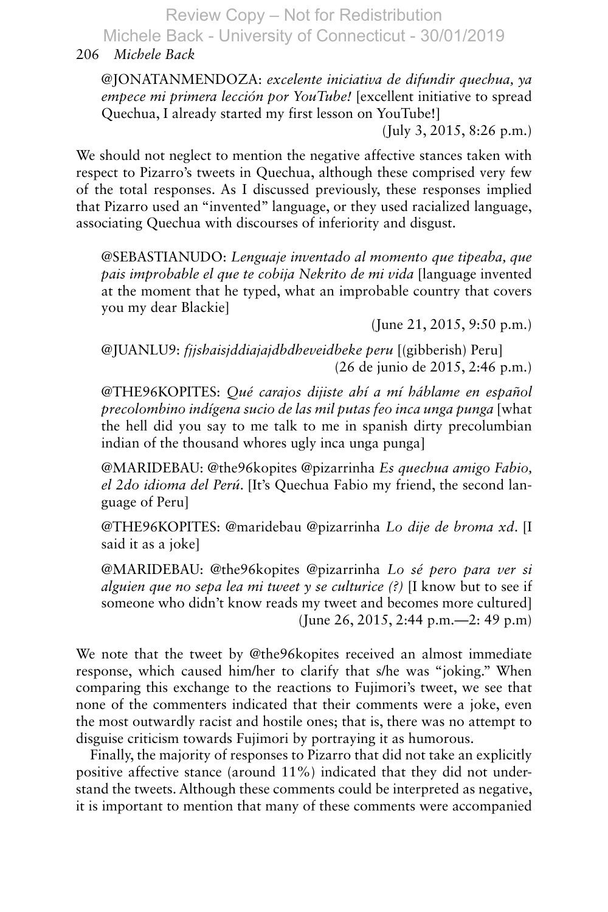@JONATANMENDOZA: *excelente iniciativa de difundir quechua, ya empece mi primera lección por YouTube!* [excellent initiative to spread Quechua, I already started my first lesson on YouTube!]

(July 3, 2015, 8:26 p.m.)

We should not neglect to mention the negative affective stances taken with respect to Pizarro's tweets in Quechua, although these comprised very few of the total responses. As I discussed previously, these responses implied that Pizarro used an "invented" language, or they used racialized language, associating Quechua with discourses of inferiority and disgust.

@SEBASTIANUDO: *Lenguaje inventado al momento que tipeaba, que pais improbable el que te cobija Nekrito de mi vida* [language invented at the moment that he typed, what an improbable country that covers you my dear Blackie]

(June 21, 2015, 9:50 p.m.)

@JUANLU9: *fjjshaisjddiajajdbdheveidbeke peru* [(gibberish) Peru]
(26 de junio de 2015, 2:46 p.m.)

@THE96KOPITES: *Qué carajos dijiste ahí a mí háblame en español precolombino indígena sucio de las mil putas feo inca unga punga* [what the hell did you say to me talk to me in spanish dirty precolumbian indian of the thousand whores ugly inca unga punga]

@MARIDEBAU: @the96kopites @pizarrinha *Es quechua amigo Fabio, el 2do idioma del Perú.* [It's Quechua Fabio my friend, the second language of Peru]

@THE96KOPITES: @maridebau @pizarrinha *Lo dije de broma xd.* [I said it as a joke]

@MARIDEBAU: @the96kopites @pizarrinha *Lo sé pero para ver si alguien que no sepa lea mi tweet y se culturice (?)* [I know but to see if someone who didn't know reads my tweet and becomes more cultured]
(June 26, 2015, 2:44 p.m.—2: 49 p.m)

We note that the tweet by @the96kopites received an almost immediate response, which caused him/her to clarify that s/he was "joking." When comparing this exchange to the reactions to Fujimori's tweet, we see that none of the commenters indicated that their comments were a joke, even the most outwardly racist and hostile ones; that is, there was no attempt to disguise criticism towards Fujimori by portraying it as humorous.

Finally, the majority of responses to Pizarro that did not take an explicitly positive affective stance (around 11%) indicated that they did not understand the tweets. Although these comments could be interpreted as negative, it is important to mention that many of these comments were accompanied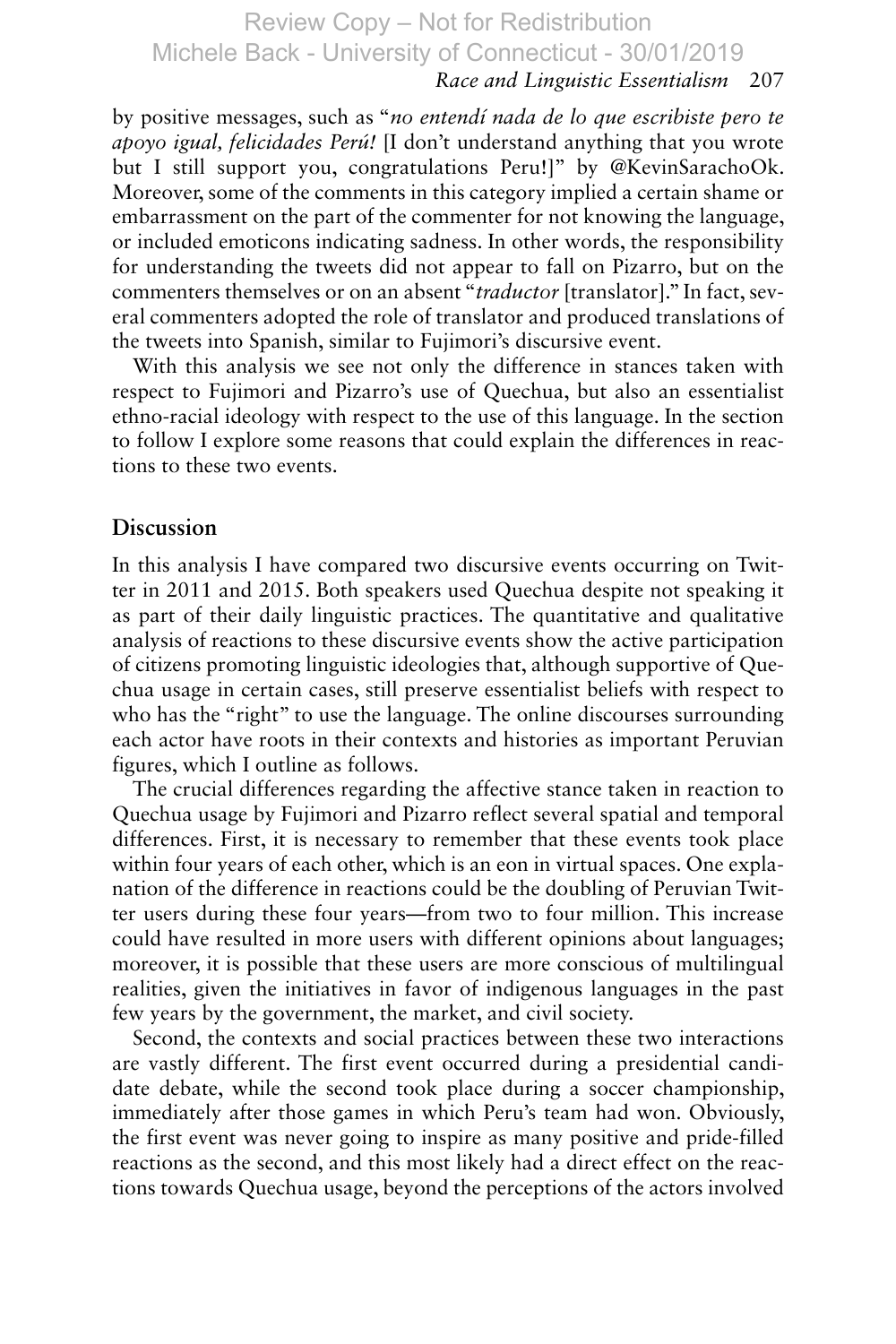by positive messages, such as "*no entendí nada de lo que escribiste pero te apoyo igual, felicidades Perú!* [I don't understand anything that you wrote but I still support you, congratulations Peru!]" by @KevinSarachoOk. Moreover, some of the comments in this category implied a certain shame or embarrassment on the part of the commenter for not knowing the language, or included emoticons indicating sadness. In other words, the responsibility for understanding the tweets did not appear to fall on Pizarro, but on the commenters themselves or on an absent "*traductor* [translator]." In fact, several commenters adopted the role of translator and produced translations of the tweets into Spanish, similar to Fujimori's discursive event.

With this analysis we see not only the difference in stances taken with respect to Fujimori and Pizarro's use of Quechua, but also an essentialist ethno-racial ideology with respect to the use of this language. In the section to follow I explore some reasons that could explain the differences in reactions to these two events.

## Discussion

In this analysis I have compared two discursive events occurring on Twitter in 2011 and 2015. Both speakers used Quechua despite not speaking it as part of their daily linguistic practices. The quantitative and qualitative analysis of reactions to these discursive events show the active participation of citizens promoting linguistic ideologies that, although supportive of Quechua usage in certain cases, still preserve essentialist beliefs with respect to who has the "right" to use the language. The online discourses surrounding each actor have roots in their contexts and histories as important Peruvian figures, which I outline as follows.

The crucial differences regarding the affective stance taken in reaction to Quechua usage by Fujimori and Pizarro reflect several spatial and temporal differences. First, it is necessary to remember that these events took place within four years of each other, which is an eon in virtual spaces. One explanation of the difference in reactions could be the doubling of Peruvian Twitter users during these four years—from two to four million. This increase could have resulted in more users with different opinions about languages; moreover, it is possible that these users are more conscious of multilingual realities, given the initiatives in favor of indigenous languages in the past few years by the government, the market, and civil society.

Second, the contexts and social practices between these two interactions are vastly different. The first event occurred during a presidential candidate debate, while the second took place during a soccer championship, immediately after those games in which Peru's team had won. Obviously, the first event was never going to inspire as many positive and pride-filled reactions as the second, and this most likely had a direct effect on the reactions towards Quechua usage, beyond the perceptions of the actors involved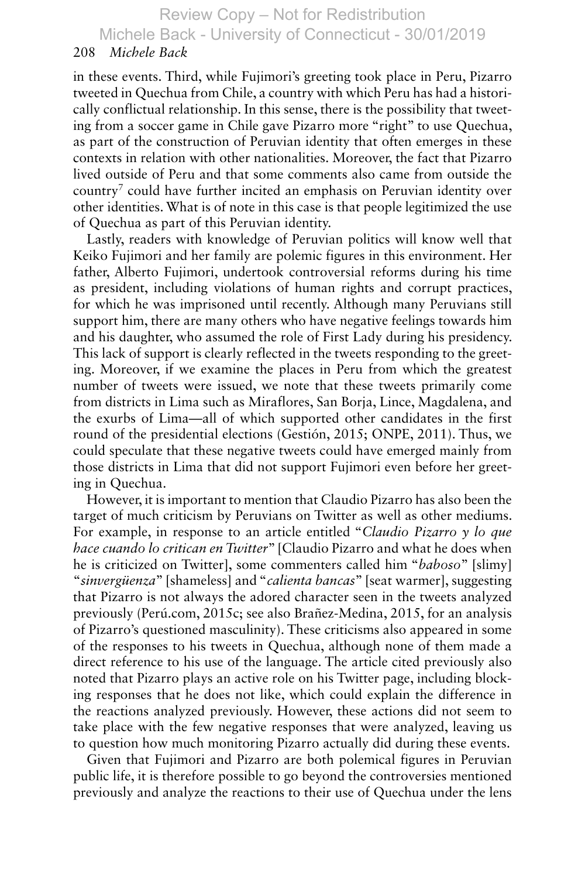in these events. Third, while Fujimori's greeting took place in Peru, Pizarro tweeted in Quechua from Chile, a country with which Peru has had a historically conflictual relationship. In this sense, there is the possibility that tweeting from a soccer game in Chile gave Pizarro more "right" to use Quechua, as part of the construction of Peruvian identity that often emerges in these contexts in relation with other nationalities. Moreover, the fact that Pizarro lived outside of Peru and that some comments also came from outside the country[7] could have further incited an emphasis on Peruvian identity over other identities. What is of note in this case is that people legitimized the use of Quechua as part of this Peruvian identity.

Lastly, readers with knowledge of Peruvian politics will know well that Keiko Fujimori and her family are polemic figures in this environment. Her father, Alberto Fujimori, undertook controversial reforms during his time as president, including violations of human rights and corrupt practices, for which he was imprisoned until recently. Although many Peruvians still support him, there are many others who have negative feelings towards him and his daughter, who assumed the role of First Lady during his presidency. This lack of support is clearly reflected in the tweets responding to the greeting. Moreover, if we examine the places in Peru from which the greatest number of tweets were issued, we note that these tweets primarily come from districts in Lima such as Miraflores, San Borja, Lince, Magdalena, and the exurbs of Lima—all of which supported other candidates in the first round of the presidential elections (Gestión, 2015; ONPE, 2011). Thus, we could speculate that these negative tweets could have emerged mainly from those districts in Lima that did not support Fujimori even before her greeting in Quechua.

However, it is important to mention that Claudio Pizarro has also been the target of much criticism by Peruvians on Twitter as well as other mediums. For example, in response to an article entitled "*Claudio Pizarro y lo que hace cuando lo critican en Twitter*" [Claudio Pizarro and what he does when he is criticized on Twitter], some commenters called him "*baboso*" [slimy] "*sinvergüenza*" [shameless] and "*calienta bancas*" [seat warmer], suggesting that Pizarro is not always the adored character seen in the tweets analyzed previously (Perú.com, 2015c; see also Brañez-Medina, 2015, for an analysis of Pizarro's questioned masculinity). These criticisms also appeared in some of the responses to his tweets in Quechua, although none of them made a direct reference to his use of the language. The article cited previously also noted that Pizarro plays an active role on his Twitter page, including blocking responses that he does not like, which could explain the difference in the reactions analyzed previously. However, these actions did not seem to take place with the few negative responses that were analyzed, leaving us to question how much monitoring Pizarro actually did during these events.

Given that Fujimori and Pizarro are both polemical figures in Peruvian public life, it is therefore possible to go beyond the controversies mentioned previously and analyze the reactions to their use of Quechua under the lens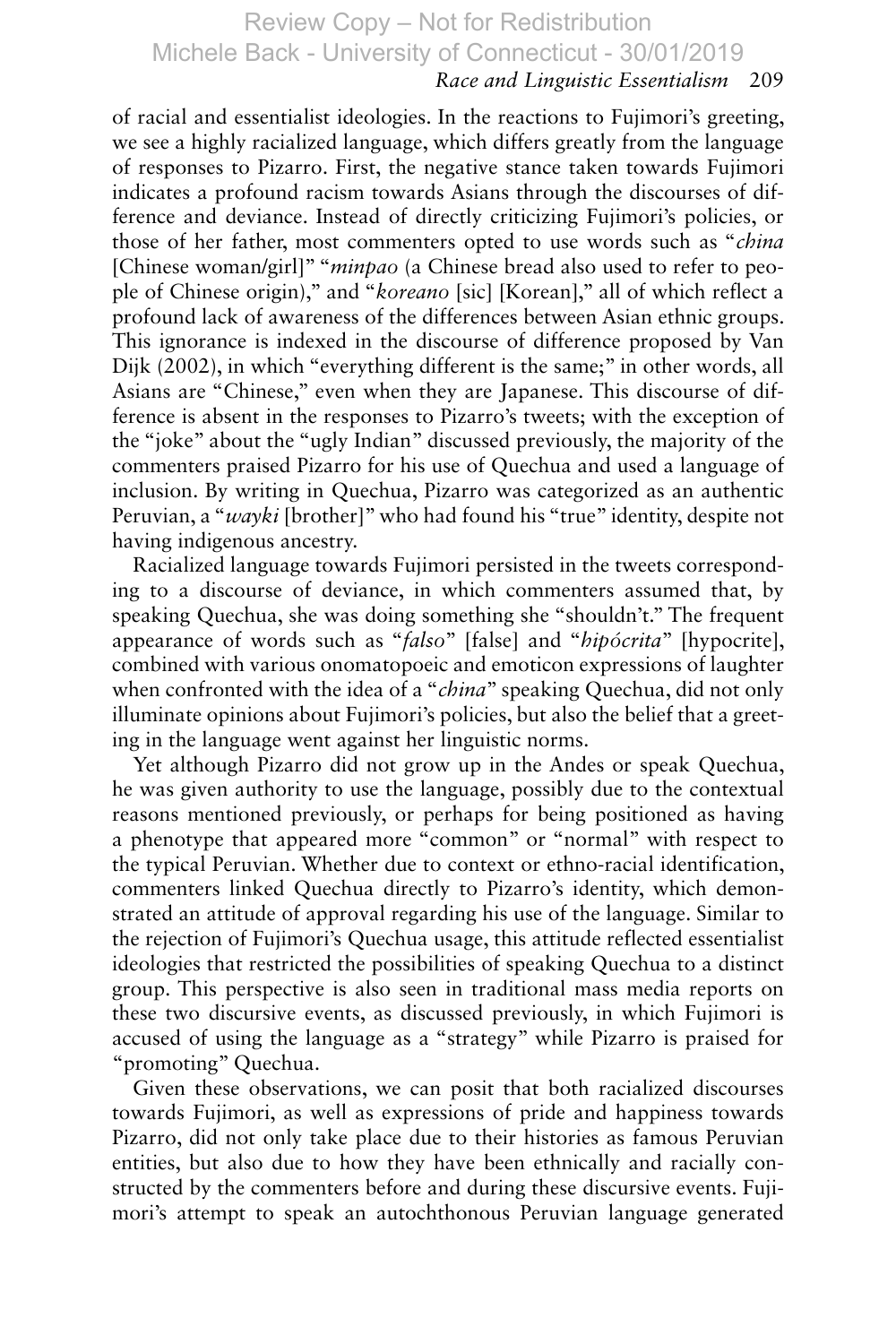of racial and essentialist ideologies. In the reactions to Fujimori's greeting, we see a highly racialized language, which differs greatly from the language of responses to Pizarro. First, the negative stance taken towards Fujimori indicates a profound racism towards Asians through the discourses of difference and deviance. Instead of directly criticizing Fujimori's policies, or those of her father, most commenters opted to use words such as "*china* [Chinese woman/girl]" "*minpao* (a Chinese bread also used to refer to people of Chinese origin)," and "*koreano* [sic] [Korean]," all of which reflect a profound lack of awareness of the differences between Asian ethnic groups. This ignorance is indexed in the discourse of difference proposed by Van Dijk (2002), in which "everything different is the same;" in other words, all Asians are "Chinese," even when they are Japanese. This discourse of difference is absent in the responses to Pizarro's tweets; with the exception of the "joke" about the "ugly Indian" discussed previously, the majority of the commenters praised Pizarro for his use of Quechua and used a language of inclusion. By writing in Quechua, Pizarro was categorized as an authentic Peruvian, a "*wayki* [brother]" who had found his "true" identity, despite not having indigenous ancestry.

Racialized language towards Fujimori persisted in the tweets corresponding to a discourse of deviance, in which commenters assumed that, by speaking Quechua, she was doing something she "shouldn't." The frequent appearance of words such as "*falso*" [false] and "*hipócrita*" [hypocrite], combined with various onomatopoeic and emoticon expressions of laughter when confronted with the idea of a "*china*" speaking Quechua, did not only illuminate opinions about Fujimori's policies, but also the belief that a greeting in the language went against her linguistic norms.

Yet although Pizarro did not grow up in the Andes or speak Quechua, he was given authority to use the language, possibly due to the contextual reasons mentioned previously, or perhaps for being positioned as having a phenotype that appeared more "common" or "normal" with respect to the typical Peruvian. Whether due to context or ethno-racial identification, commenters linked Quechua directly to Pizarro's identity, which demonstrated an attitude of approval regarding his use of the language. Similar to the rejection of Fujimori's Quechua usage, this attitude reflected essentialist ideologies that restricted the possibilities of speaking Quechua to a distinct group. This perspective is also seen in traditional mass media reports on these two discursive events, as discussed previously, in which Fujimori is accused of using the language as a "strategy" while Pizarro is praised for "promoting" Quechua.

Given these observations, we can posit that both racialized discourses towards Fujimori, as well as expressions of pride and happiness towards Pizarro, did not only take place due to their histories as famous Peruvian entities, but also due to how they have been ethnically and racially constructed by the commenters before and during these discursive events. Fujimori's attempt to speak an autochthonous Peruvian language generated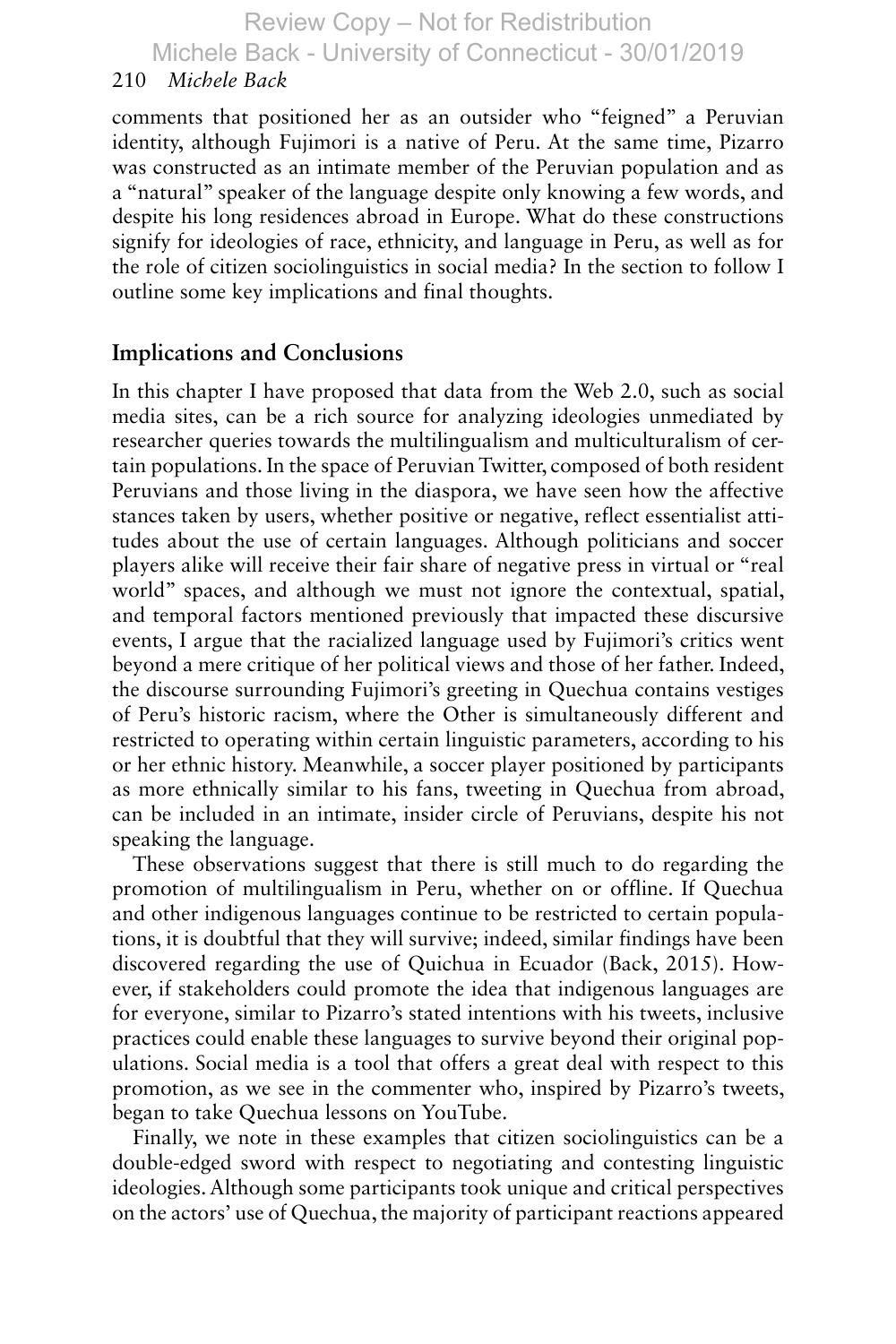comments that positioned her as an outsider who "feigned" a Peruvian identity, although Fujimori is a native of Peru. At the same time, Pizarro was constructed as an intimate member of the Peruvian population and as a "natural" speaker of the language despite only knowing a few words, and despite his long residences abroad in Europe. What do these constructions signify for ideologies of race, ethnicity, and language in Peru, as well as for the role of citizen sociolinguistics in social media? In the section to follow I outline some key implications and final thoughts.

## Implications and Conclusions

In this chapter I have proposed that data from the Web 2.0, such as social media sites, can be a rich source for analyzing ideologies unmediated by researcher queries towards the multilingualism and multiculturalism of certain populations. In the space of Peruvian Twitter, composed of both resident Peruvians and those living in the diaspora, we have seen how the affective stances taken by users, whether positive or negative, reflect essentialist attitudes about the use of certain languages. Although politicians and soccer players alike will receive their fair share of negative press in virtual or "real world" spaces, and although we must not ignore the contextual, spatial, and temporal factors mentioned previously that impacted these discursive events, I argue that the racialized language used by Fujimori's critics went beyond a mere critique of her political views and those of her father. Indeed, the discourse surrounding Fujimori's greeting in Quechua contains vestiges of Peru's historic racism, where the Other is simultaneously different and restricted to operating within certain linguistic parameters, according to his or her ethnic history. Meanwhile, a soccer player positioned by participants as more ethnically similar to his fans, tweeting in Quechua from abroad, can be included in an intimate, insider circle of Peruvians, despite his not speaking the language.

These observations suggest that there is still much to do regarding the promotion of multilingualism in Peru, whether on or offline. If Quechua and other indigenous languages continue to be restricted to certain populations, it is doubtful that they will survive; indeed, similar findings have been discovered regarding the use of Quichua in Ecuador (Back, 2015). However, if stakeholders could promote the idea that indigenous languages are for everyone, similar to Pizarro's stated intentions with his tweets, inclusive practices could enable these languages to survive beyond their original populations. Social media is a tool that offers a great deal with respect to this promotion, as we see in the commenter who, inspired by Pizarro's tweets, began to take Quechua lessons on YouTube.

Finally, we note in these examples that citizen sociolinguistics can be a double-edged sword with respect to negotiating and contesting linguistic ideologies. Although some participants took unique and critical perspectives on the actors' use of Quechua, the majority of participant reactions appeared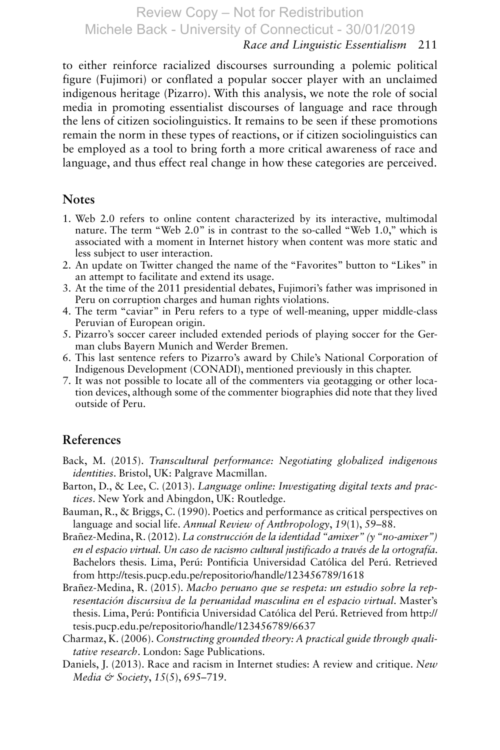to either reinforce racialized discourses surrounding a polemic political figure (Fujimori) or conflated a popular soccer player with an unclaimed indigenous heritage (Pizarro). With this analysis, we note the role of social media in promoting essentialist discourses of language and race through the lens of citizen sociolinguistics. It remains to be seen if these promotions remain the norm in these types of reactions, or if citizen sociolinguistics can be employed as a tool to bring forth a more critical awareness of race and language, and thus effect real change in how these categories are perceived.

## Notes

1. Web 2.0 refers to online content characterized by its interactive, multimodal nature. The term "Web 2.0" is in contrast to the so-called "Web 1.0," which is associated with a moment in Internet history when content was more static and less subject to user interaction.
2. An update on Twitter changed the name of the "Favorites" button to "Likes" in an attempt to facilitate and extend its usage.
3. At the time of the 2011 presidential debates, Fujimori's father was imprisoned in Peru on corruption charges and human rights violations.
4. The term "caviar" in Peru refers to a type of well-meaning, upper middle-class Peruvian of European origin.
5. Pizarro's soccer career included extended periods of playing soccer for the German clubs Bayern Munich and Werder Bremen.
6. This last sentence refers to Pizarro's award by Chile's National Corporation of Indigenous Development (CONADI), mentioned previously in this chapter.
7. It was not possible to locate all of the commenters via geotagging or other location devices, although some of the commenter biographies did note that they lived outside of Peru.

## References

Back, M. (2015). *Transcultural performance: Negotiating globalized indigenous identities*. Bristol, UK: Palgrave Macmillan.

Barton, D., & Lee, C. (2013). *Language online: Investigating digital texts and practices*. New York and Abingdon, UK: Routledge.

Bauman, R., & Briggs, C. (1990). Poetics and performance as critical perspectives on language and social life. *Annual Review of Anthropology*, *19*(1), 59–88.

Brañez-Medina, R. (2012). *La construcción de la identidad "amixer" (y "no-amixer") en el espacio virtual. Un caso de racismo cultural justificado a través de la ortografía*. Bachelors thesis. Lima, Perú: Pontificia Universidad Católica del Perú. Retrieved from http://tesis.pucp.edu.pe/repositorio/handle/123456789/1618

Brañez-Medina, R. (2015). *Macho peruano que se respeta: un estudio sobre la representación discursiva de la peruanidad masculina en el espacio virtual*. Master's thesis. Lima, Perú: Pontificia Universidad Católica del Perú. Retrieved from http://tesis.pucp.edu.pe/repositorio/handle/123456789/6637

Charmaz, K. (2006). *Constructing grounded theory: A practical guide through qualitative research*. London: Sage Publications.

Daniels, J. (2013). Race and racism in Internet studies: A review and critique. *New Media & Society*, *15*(5), 695–719.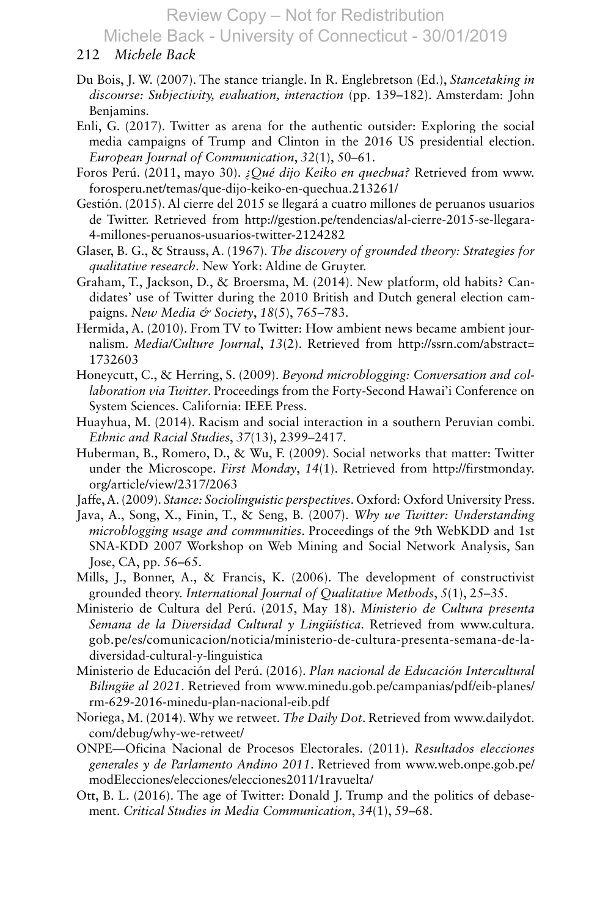Du Bois, J. W. (2007). The stance triangle. In R. Englebretson (Ed.), *Stancetaking in discourse: Subjectivity, evaluation, interaction* (pp. 139–182). Amsterdam: John Benjamins.

Enli, G. (2017). Twitter as arena for the authentic outsider: Exploring the social media campaigns of Trump and Clinton in the 2016 US presidential election. *European Journal of Communication*, *32*(1), 50–61.

Foros Perú. (2011, mayo 30). *¿Qué dijo Keiko en quechua?* Retrieved from www.forosperu.net/temas/que-dijo-keiko-en-quechua.213261/

Gestión. (2015). Al cierre del 2015 se llegará a cuatro millones de peruanos usuarios de Twitter. Retrieved from http://gestion.pe/tendencias/al-cierre-2015-se-llegara-4-millones-peruanos-usuarios-twitter-2124282

Glaser, B. G., & Strauss, A. (1967). *The discovery of grounded theory: Strategies for qualitative research*. New York: Aldine de Gruyter.

Graham, T., Jackson, D., & Broersma, M. (2014). New platform, old habits? Candidates' use of Twitter during the 2010 British and Dutch general election campaigns. *New Media & Society*, *18*(5), 765–783.

Hermida, A. (2010). From TV to Twitter: How ambient news became ambient journalism. *Media/Culture Journal*, *13*(2). Retrieved from http://ssrn.com/abstract=1732603

Honeycutt, C., & Herring, S. (2009). *Beyond microblogging: Conversation and collaboration via Twitter*. Proceedings from the Forty-Second Hawai'i Conference on System Sciences. California: IEEE Press.

Huayhua, M. (2014). Racism and social interaction in a southern Peruvian combi. *Ethnic and Racial Studies*, *37*(13), 2399–2417.

Huberman, B., Romero, D., & Wu, F. (2009). Social networks that matter: Twitter under the Microscope. *First Monday*, *14*(1). Retrieved from http://firstmonday.org/article/view/2317/2063

Jaffe, A. (2009). *Stance: Sociolinguistic perspectives*. Oxford: Oxford University Press.

Java, A., Song, X., Finin, T., & Seng, B. (2007). *Why we Twitter: Understanding microblogging usage and communities*. Proceedings of the 9th WebKDD and 1st SNA-KDD 2007 Workshop on Web Mining and Social Network Analysis, San Jose, CA, pp. 56–65.

Mills, J., Bonner, A., & Francis, K. (2006). The development of constructivist grounded theory. *International Journal of Qualitative Methods*, *5*(1), 25–35.

Ministerio de Cultura del Perú. (2015, May 18). *Ministerio de Cultura presenta Semana de la Diversidad Cultural y Lingüística*. Retrieved from www.cultura.gob.pe/es/comunicacion/noticia/ministerio-de-cultura-presenta-semana-de-la-diversidad-cultural-y-linguistica

Ministerio de Educación del Perú. (2016). *Plan nacional de Educación Intercultural Bilingüe al 2021*. Retrieved from www.minedu.gob.pe/campanias/pdf/eib-planes/rm-629-2016-minedu-plan-nacional-eib.pdf

Noriega, M. (2014). Why we retweet. *The Daily Dot*. Retrieved from www.dailydot.com/debug/why-we-retweet/

ONPE—Oficina Nacional de Procesos Electorales. (2011). *Resultados elecciones generales y de Parlamento Andino 2011*. Retrieved from www.web.onpe.gob.pe/modElecciones/elecciones/elecciones2011/1ravuelta/

Ott, B. L. (2016). The age of Twitter: Donald J. Trump and the politics of debasement. *Critical Studies in Media Communication*, *34*(1), 59–68.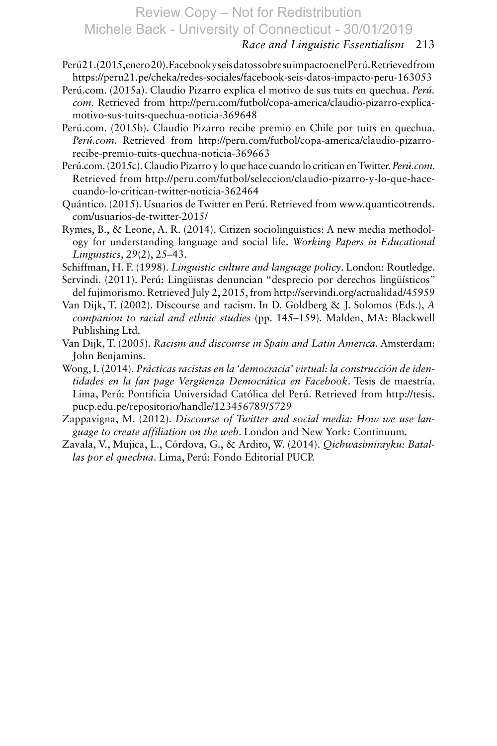Perú21. (2015, enero 20). Facebook y seis datos sobre su impacto en el Perú. Retrieved from https://peru21.pe/cheka/redes-sociales/facebook-seis-datos-impacto-peru-163053

Perú.com. (2015a). Claudio Pizarro explica el motivo de sus tuits en quechua. *Perú.com*. Retrieved from http://peru.com/futbol/copa-america/claudio-pizarro-explica-motivo-sus-tuits-quechua-noticia-369648

Perú.com. (2015b). Claudio Pizarro recibe premio en Chile por tuits en quechua. *Perú.com*. Retrieved from http://peru.com/futbol/copa-america/claudio-pizarro-recibe-premio-tuits-quechua-noticia-369663

Perú.com. (2015c). Claudio Pizarro y lo que hace cuando lo critican en Twitter. *Perú.com*. Retrieved from http://peru.com/futbol/seleccion/claudio-pizarro-y-lo-que-hace-cuando-lo-critican-twitter-noticia-362464

Quántico. (2015). Usuarios de Twitter en Perú. Retrieved from www.quanticotrends.com/usuarios-de-twitter-2015/

Rymes, B., & Leone, A. R. (2014). Citizen sociolinguistics: A new media methodology for understanding language and social life. *Working Papers in Educational Linguistics*, *29*(2), 25–43.

Schiffman, H. F. (1998). *Linguistic culture and language policy*. London: Routledge.

Servindi. (2011). Perú: Lingüistas denuncian "desprecio por derechos lingüísticos" del fujimorismo. Retrieved July 2, 2015, from http://servindi.org/actualidad/45959

Van Dijk, T. (2002). Discourse and racism. In D. Goldberg & J. Solomos (Eds.), *A companion to racial and ethnic studies* (pp. 145–159). Malden, MA: Blackwell Publishing Ltd.

Van Dijk, T. (2005). *Racism and discourse in Spain and Latin America*. Amsterdam: John Benjamins.

Wong, I. (2014). *Prácticas racistas en la 'democracia' virtual: la construcción de identidades en la fan page Vergüenza Democrática en Facebook*. Tesis de maestría. Lima, Perú: Pontificia Universidad Católica del Perú. Retrieved from http://tesis.pucp.edu.pe/repositorio/handle/123456789/5729

Zappavigna, M. (2012). *Discourse of Twitter and social media: How we use language to create affiliation on the web*. London and New York: Continuum.

Zavala, V., Mujica, L., Córdova, G., & Ardito, W. (2014). *Qichwasimirayku: Batallas por el quechua*. Lima, Perú: Fondo Editorial PUCP.